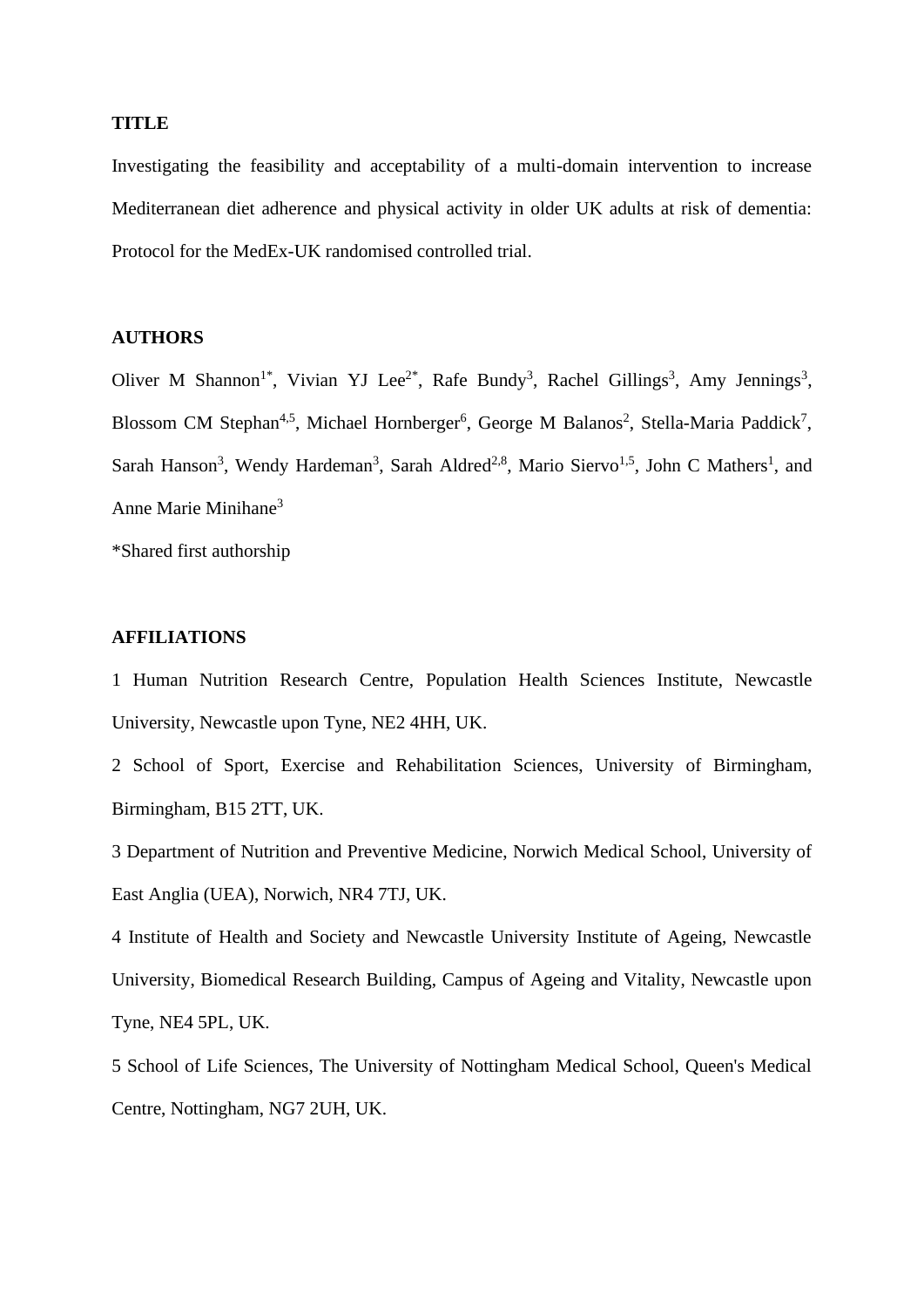**TITLE**

Investigating the feasibility and acceptability of a multi-domain intervention to increase Mediterranean diet adherence and physical activity in older UK adults at risk of dementia: Protocol for the MedEx-UK randomised controlled trial.

**AUTHORS**

Oliver M Shannon[1*], Vivian YJ Lee[2*], Rafe Bundy[3], Rachel Gillings[3], Amy Jennings[3], Blossom CM Stephan[4,5], Michael Hornberger[6], George M Balanos[2], Stella-Maria Paddick[7], Sarah Hanson[3], Wendy Hardeman[3], Sarah Aldred[2,8], Mario Siervo[1,5], John C Mathers[1], and Anne Marie Minihane[3]

*Shared first authorship

**AFFILIATIONS**

1 Human Nutrition Research Centre, Population Health Sciences Institute, Newcastle University, Newcastle upon Tyne, NE2 4HH, UK.

2 School of Sport, Exercise and Rehabilitation Sciences, University of Birmingham, Birmingham, B15 2TT, UK.

3 Department of Nutrition and Preventive Medicine, Norwich Medical School, University of East Anglia (UEA), Norwich, NR4 7TJ, UK.

4 Institute of Health and Society and Newcastle University Institute of Ageing, Newcastle University, Biomedical Research Building, Campus of Ageing and Vitality, Newcastle upon Tyne, NE4 5PL, UK.

5 School of Life Sciences, The University of Nottingham Medical School, Queen's Medical Centre, Nottingham, NG7 2UH, UK.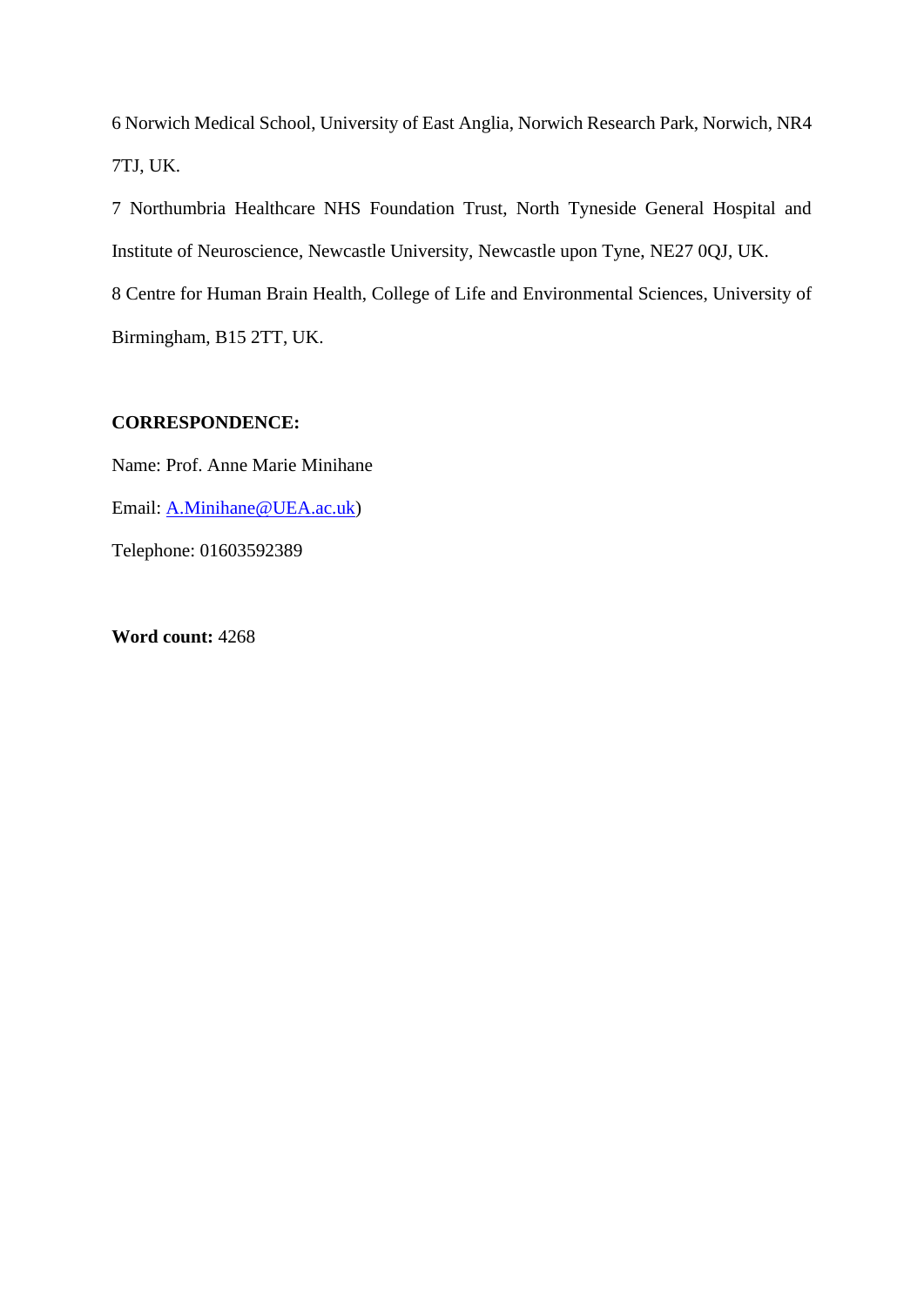6 Norwich Medical School, University of East Anglia, Norwich Research Park, Norwich, NR4 7TJ, UK.

7 Northumbria Healthcare NHS Foundation Trust, North Tyneside General Hospital and Institute of Neuroscience, Newcastle University, Newcastle upon Tyne, NE27 0QJ, UK.

8 Centre for Human Brain Health, College of Life and Environmental Sciences, University of Birmingham, B15 2TT, UK.

**CORRESPONDENCE:**

Name: Prof. Anne Marie Minihane

Email: A.Minihane@UEA.ac.uk)

Telephone: 01603592389

**Word count:** 4268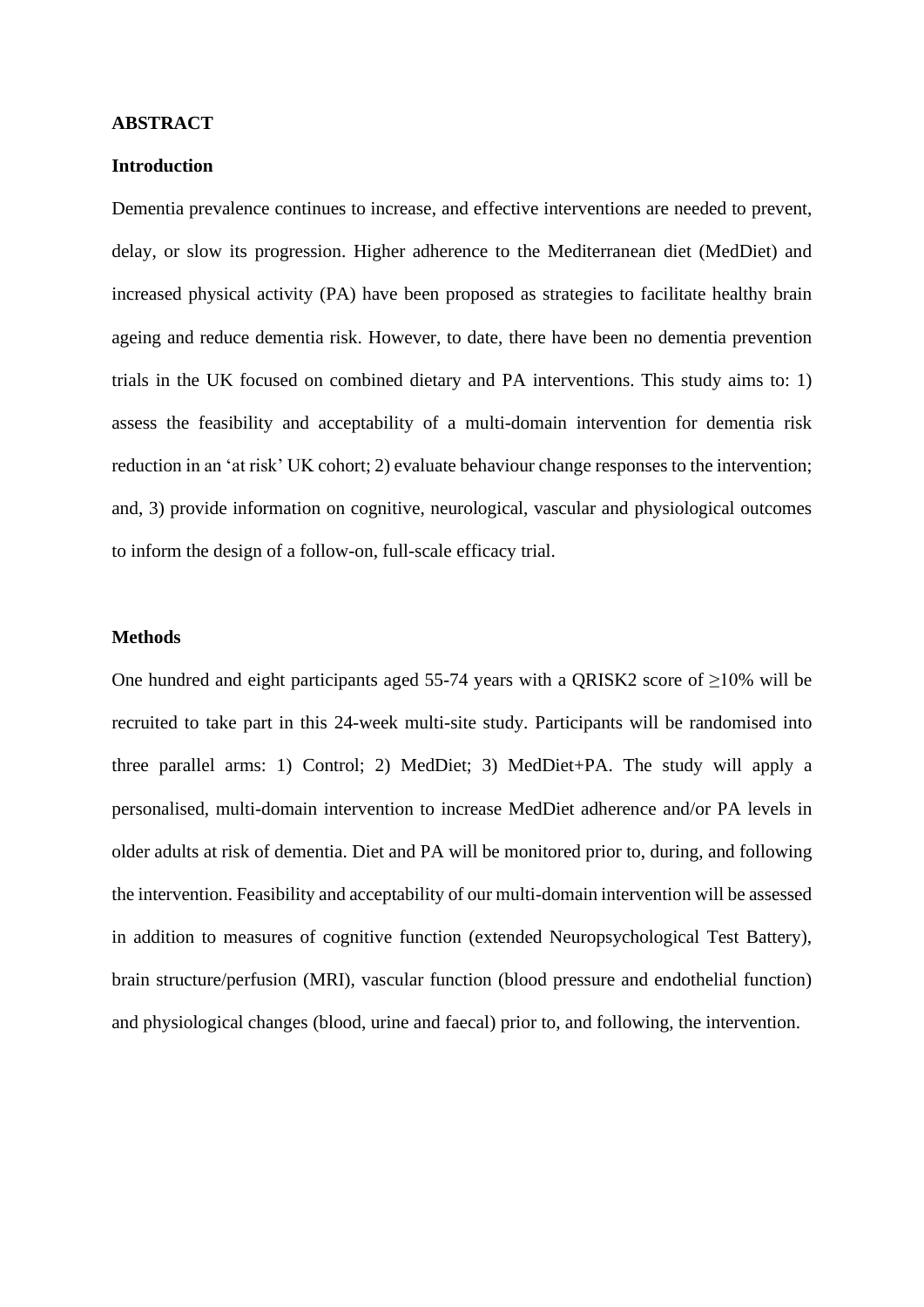## ABSTRACT

### Introduction

Dementia prevalence continues to increase, and effective interventions are needed to prevent, delay, or slow its progression. Higher adherence to the Mediterranean diet (MedDiet) and increased physical activity (PA) have been proposed as strategies to facilitate healthy brain ageing and reduce dementia risk. However, to date, there have been no dementia prevention trials in the UK focused on combined dietary and PA interventions. This study aims to: 1) assess the feasibility and acceptability of a multi-domain intervention for dementia risk reduction in an 'at risk' UK cohort; 2) evaluate behaviour change responses to the intervention; and, 3) provide information on cognitive, neurological, vascular and physiological outcomes to inform the design of a follow-on, full-scale efficacy trial.

### Methods

One hundred and eight participants aged 55-74 years with a QRISK2 score of ≥10% will be recruited to take part in this 24-week multi-site study. Participants will be randomised into three parallel arms: 1) Control; 2) MedDiet; 3) MedDiet+PA. The study will apply a personalised, multi-domain intervention to increase MedDiet adherence and/or PA levels in older adults at risk of dementia. Diet and PA will be monitored prior to, during, and following the intervention. Feasibility and acceptability of our multi-domain intervention will be assessed in addition to measures of cognitive function (extended Neuropsychological Test Battery), brain structure/perfusion (MRI), vascular function (blood pressure and endothelial function) and physiological changes (blood, urine and faecal) prior to, and following, the intervention.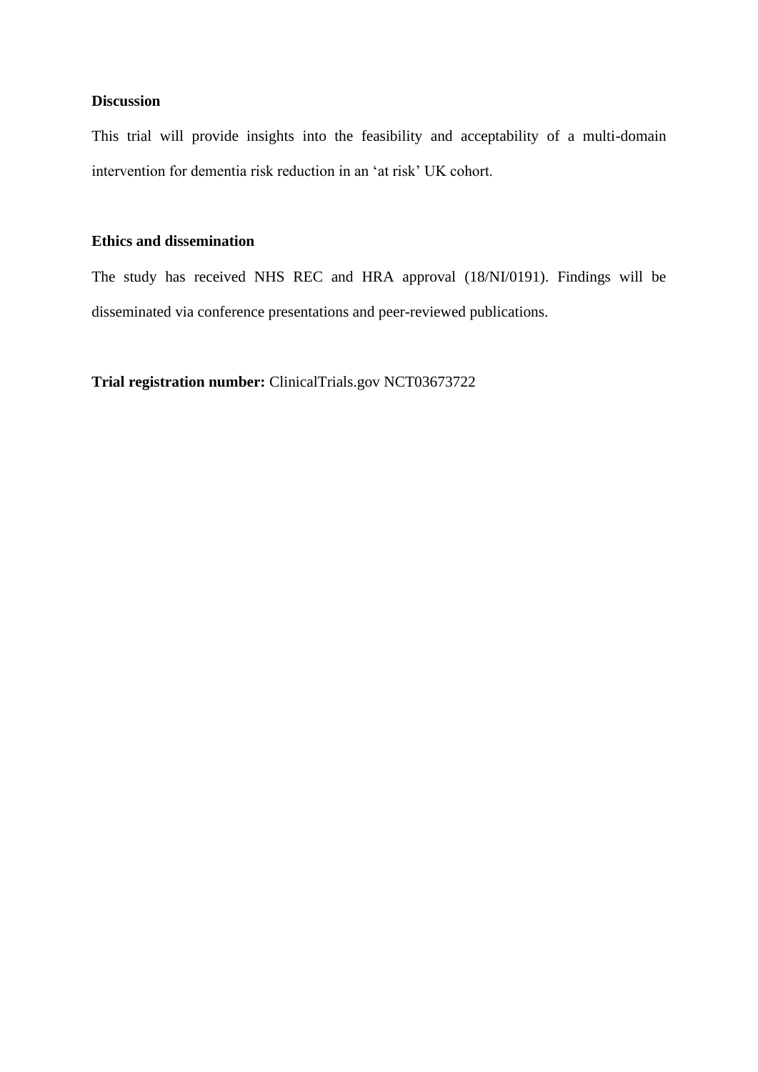**Discussion**

This trial will provide insights into the feasibility and acceptability of a multi-domain intervention for dementia risk reduction in an ‘at risk’ UK cohort.

**Ethics and dissemination**

The study has received NHS REC and HRA approval (18/NI/0191). Findings will be disseminated via conference presentations and peer-reviewed publications.

**Trial registration number:** ClinicalTrials.gov NCT03673722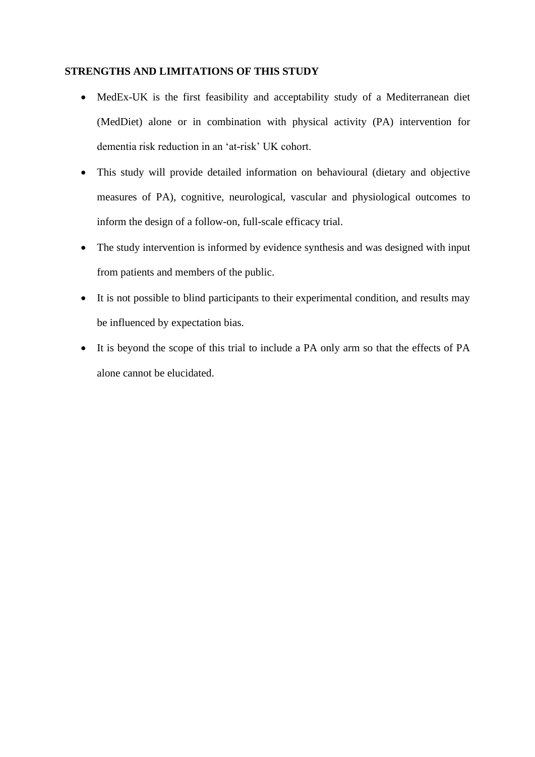## STRENGTHS AND LIMITATIONS OF THIS STUDY

- MedEx-UK is the first feasibility and acceptability study of a Mediterranean diet (MedDiet) alone or in combination with physical activity (PA) intervention for dementia risk reduction in an 'at-risk' UK cohort.
- This study will provide detailed information on behavioural (dietary and objective measures of PA), cognitive, neurological, vascular and physiological outcomes to inform the design of a follow-on, full-scale efficacy trial.
- The study intervention is informed by evidence synthesis and was designed with input from patients and members of the public.
- It is not possible to blind participants to their experimental condition, and results may be influenced by expectation bias.
- It is beyond the scope of this trial to include a PA only arm so that the effects of PA alone cannot be elucidated.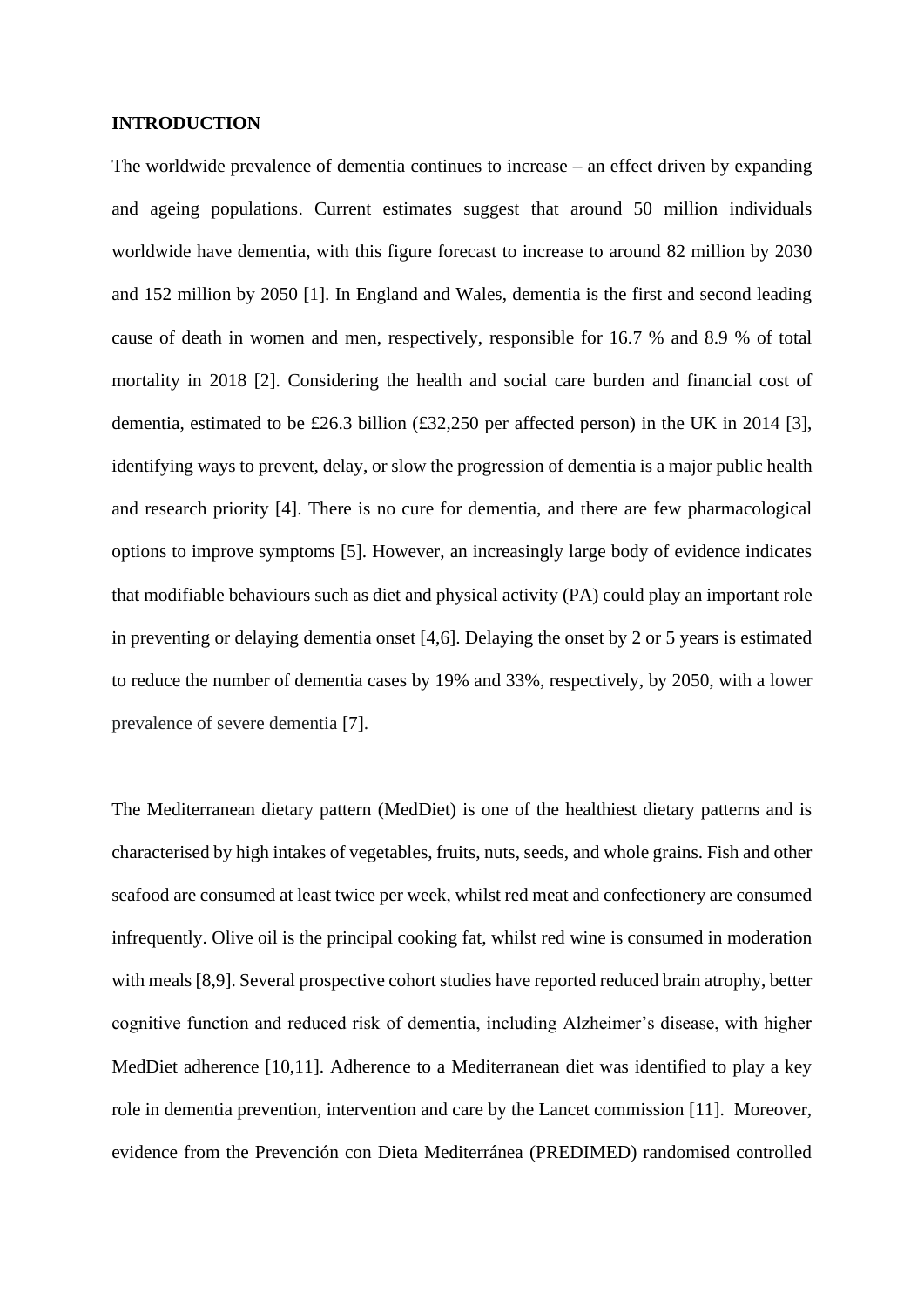# INTRODUCTION

The worldwide prevalence of dementia continues to increase – an effect driven by expanding and ageing populations. Current estimates suggest that around 50 million individuals worldwide have dementia, with this figure forecast to increase to around 82 million by 2030 and 152 million by 2050 [1]. In England and Wales, dementia is the first and second leading cause of death in women and men, respectively, responsible for 16.7 % and 8.9 % of total mortality in 2018 [2]. Considering the health and social care burden and financial cost of dementia, estimated to be £26.3 billion (£32,250 per affected person) in the UK in 2014 [3], identifying ways to prevent, delay, or slow the progression of dementia is a major public health and research priority [4]. There is no cure for dementia, and there are few pharmacological options to improve symptoms [5]. However, an increasingly large body of evidence indicates that modifiable behaviours such as diet and physical activity (PA) could play an important role in preventing or delaying dementia onset [4,6]. Delaying the onset by 2 or 5 years is estimated to reduce the number of dementia cases by 19% and 33%, respectively, by 2050, with a lower prevalence of severe dementia [7].

The Mediterranean dietary pattern (MedDiet) is one of the healthiest dietary patterns and is characterised by high intakes of vegetables, fruits, nuts, seeds, and whole grains. Fish and other seafood are consumed at least twice per week, whilst red meat and confectionery are consumed infrequently. Olive oil is the principal cooking fat, whilst red wine is consumed in moderation with meals [8,9]. Several prospective cohort studies have reported reduced brain atrophy, better cognitive function and reduced risk of dementia, including Alzheimer's disease, with higher MedDiet adherence [10,11]. Adherence to a Mediterranean diet was identified to play a key role in dementia prevention, intervention and care by the Lancet commission [11]. Moreover, evidence from the Prevención con Dieta Mediterránea (PREDIMED) randomised controlled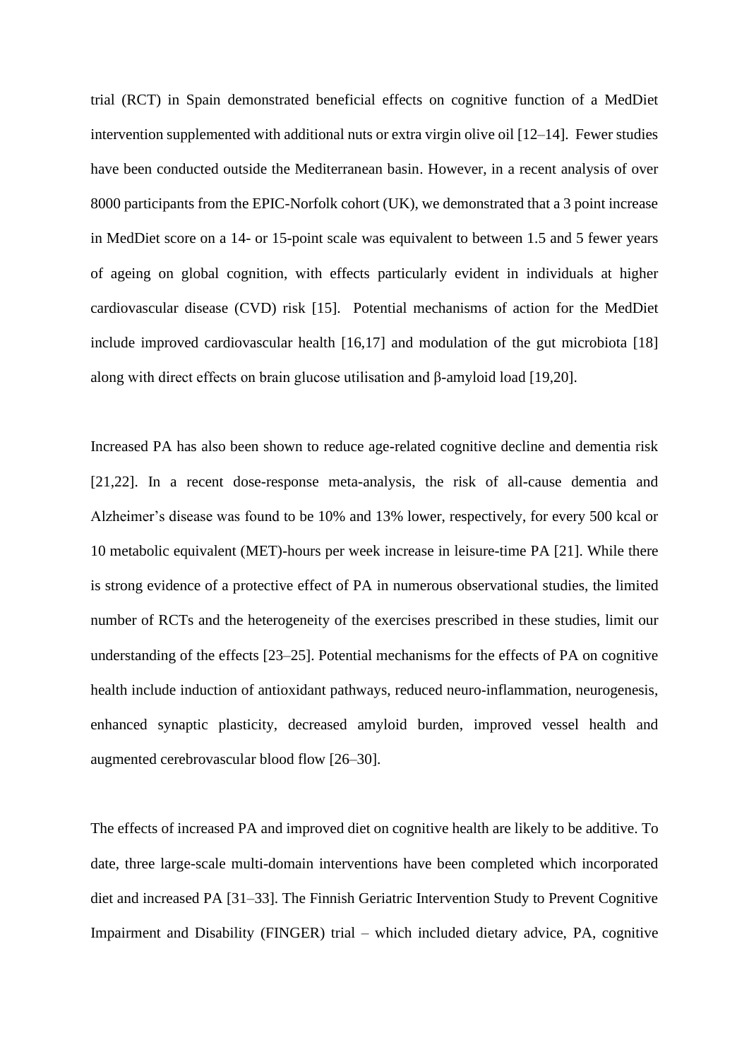trial (RCT) in Spain demonstrated beneficial effects on cognitive function of a MedDiet intervention supplemented with additional nuts or extra virgin olive oil [12–14]. Fewer studies have been conducted outside the Mediterranean basin. However, in a recent analysis of over 8000 participants from the EPIC-Norfolk cohort (UK), we demonstrated that a 3 point increase in MedDiet score on a 14- or 15-point scale was equivalent to between 1.5 and 5 fewer years of ageing on global cognition, with effects particularly evident in individuals at higher cardiovascular disease (CVD) risk [15]. Potential mechanisms of action for the MedDiet include improved cardiovascular health [16,17] and modulation of the gut microbiota [18] along with direct effects on brain glucose utilisation and β-amyloid load [19,20].

Increased PA has also been shown to reduce age-related cognitive decline and dementia risk [21,22]. In a recent dose-response meta-analysis, the risk of all-cause dementia and Alzheimer's disease was found to be 10% and 13% lower, respectively, for every 500 kcal or 10 metabolic equivalent (MET)-hours per week increase in leisure-time PA [21]. While there is strong evidence of a protective effect of PA in numerous observational studies, the limited number of RCTs and the heterogeneity of the exercises prescribed in these studies, limit our understanding of the effects [23–25]. Potential mechanisms for the effects of PA on cognitive health include induction of antioxidant pathways, reduced neuro-inflammation, neurogenesis, enhanced synaptic plasticity, decreased amyloid burden, improved vessel health and augmented cerebrovascular blood flow [26–30].

The effects of increased PA and improved diet on cognitive health are likely to be additive. To date, three large-scale multi-domain interventions have been completed which incorporated diet and increased PA [31–33]. The Finnish Geriatric Intervention Study to Prevent Cognitive Impairment and Disability (FINGER) trial – which included dietary advice, PA, cognitive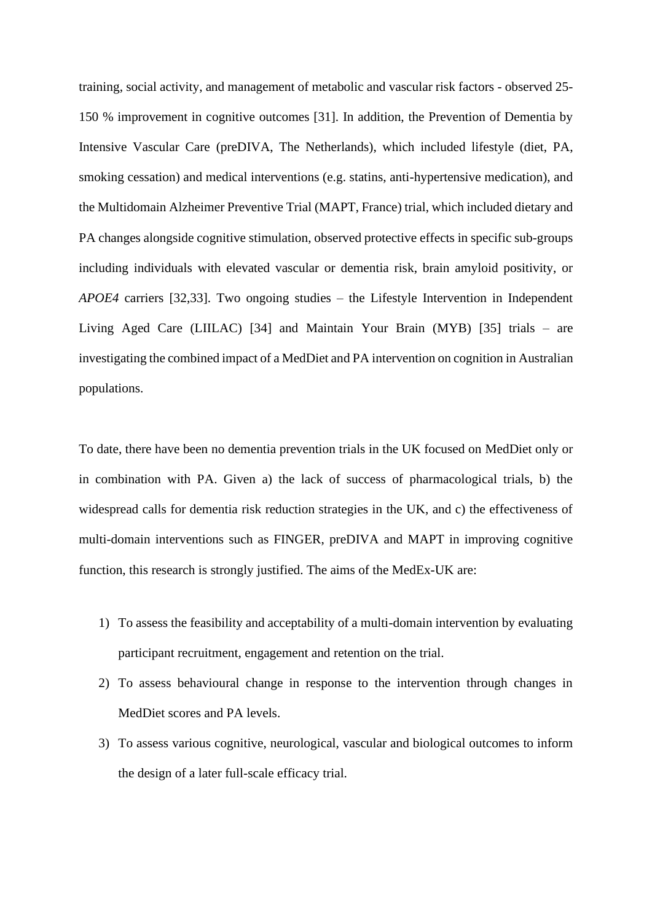training, social activity, and management of metabolic and vascular risk factors - observed 25-150 % improvement in cognitive outcomes [31]. In addition, the Prevention of Dementia by Intensive Vascular Care (preDIVA, The Netherlands), which included lifestyle (diet, PA, smoking cessation) and medical interventions (e.g. statins, anti-hypertensive medication), and the Multidomain Alzheimer Preventive Trial (MAPT, France) trial, which included dietary and PA changes alongside cognitive stimulation, observed protective effects in specific sub-groups including individuals with elevated vascular or dementia risk, brain amyloid positivity, or *APOE4* carriers [32,33]. Two ongoing studies – the Lifestyle Intervention in Independent Living Aged Care (LIILAC) [34] and Maintain Your Brain (MYB) [35] trials – are investigating the combined impact of a MedDiet and PA intervention on cognition in Australian populations.

To date, there have been no dementia prevention trials in the UK focused on MedDiet only or in combination with PA. Given a) the lack of success of pharmacological trials, b) the widespread calls for dementia risk reduction strategies in the UK, and c) the effectiveness of multi-domain interventions such as FINGER, preDIVA and MAPT in improving cognitive function, this research is strongly justified. The aims of the MedEx-UK are:

1) To assess the feasibility and acceptability of a multi-domain intervention by evaluating participant recruitment, engagement and retention on the trial.
2) To assess behavioural change in response to the intervention through changes in MedDiet scores and PA levels.
3) To assess various cognitive, neurological, vascular and biological outcomes to inform the design of a later full-scale efficacy trial.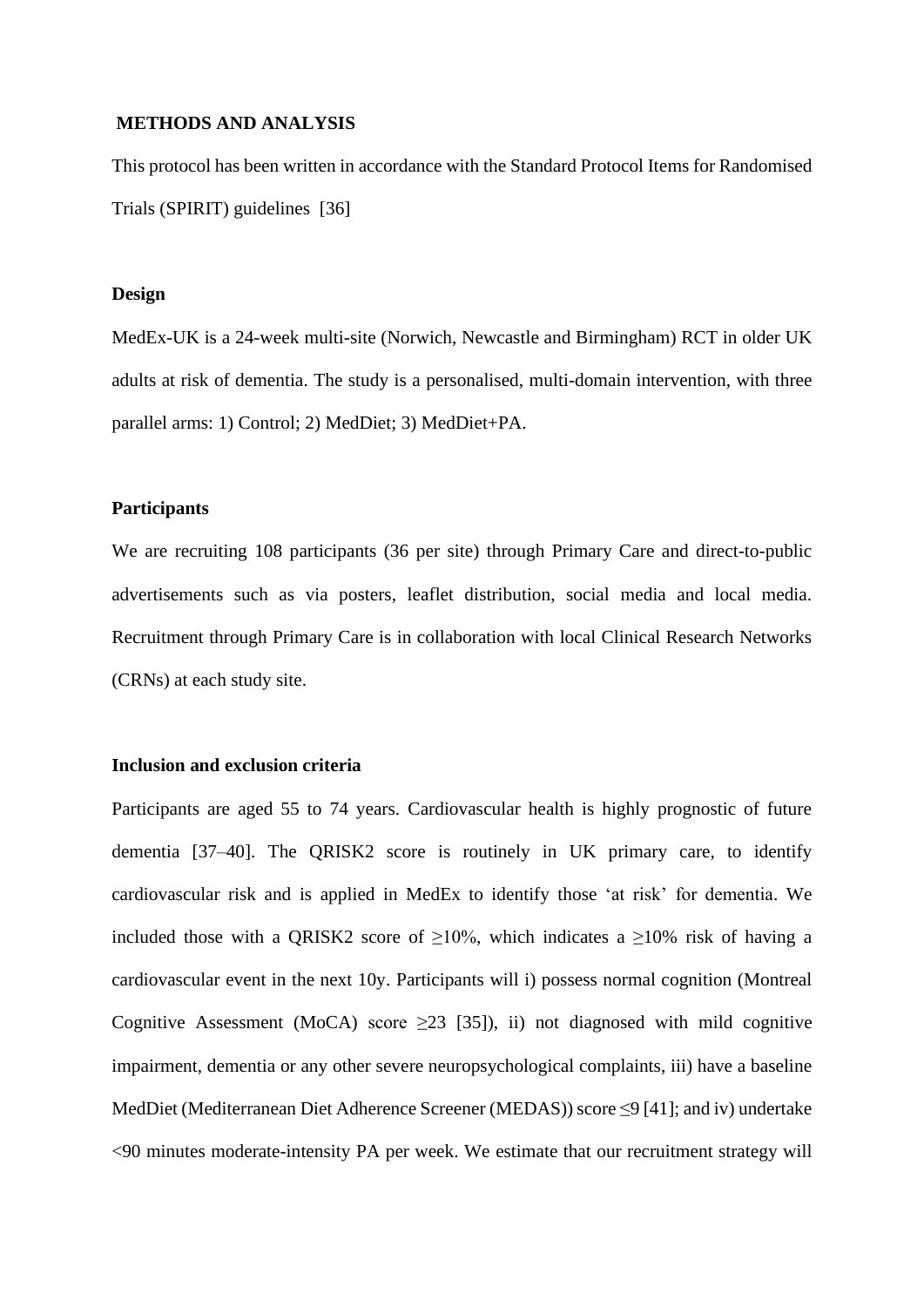## METHODS AND ANALYSIS

This protocol has been written in accordance with the Standard Protocol Items for Randomised Trials (SPIRIT) guidelines [36]

### Design

MedEx-UK is a 24-week multi-site (Norwich, Newcastle and Birmingham) RCT in older UK adults at risk of dementia. The study is a personalised, multi-domain intervention, with three parallel arms: 1) Control; 2) MedDiet; 3) MedDiet+PA.

### Participants

We are recruiting 108 participants (36 per site) through Primary Care and direct-to-public advertisements such as via posters, leaflet distribution, social media and local media. Recruitment through Primary Care is in collaboration with local Clinical Research Networks (CRNs) at each study site.

### Inclusion and exclusion criteria

Participants are aged 55 to 74 years. Cardiovascular health is highly prognostic of future dementia [37–40]. The QRISK2 score is routinely in UK primary care, to identify cardiovascular risk and is applied in MedEx to identify those 'at risk' for dementia. We included those with a QRISK2 score of ≥10%, which indicates a ≥10% risk of having a cardiovascular event in the next 10y. Participants will i) possess normal cognition (Montreal Cognitive Assessment (MoCA) score ≥23 [35]), ii) not diagnosed with mild cognitive impairment, dementia or any other severe neuropsychological complaints, iii) have a baseline MedDiet (Mediterranean Diet Adherence Screener (MEDAS)) score ≤9 [41]; and iv) undertake <90 minutes moderate-intensity PA per week. We estimate that our recruitment strategy will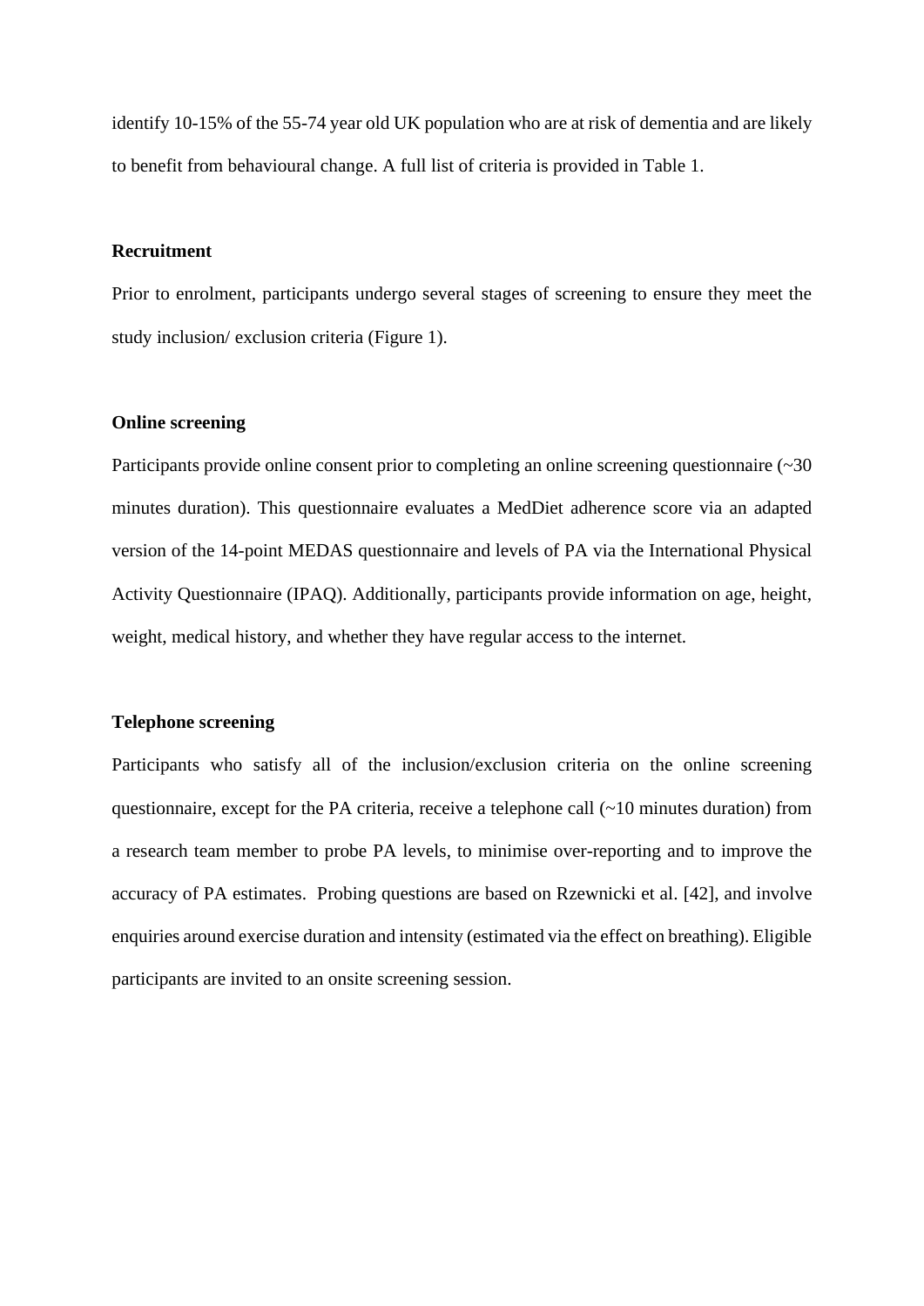identify 10-15% of the 55-74 year old UK population who are at risk of dementia and are likely to benefit from behavioural change. A full list of criteria is provided in Table 1.

**Recruitment**

Prior to enrolment, participants undergo several stages of screening to ensure they meet the study inclusion/ exclusion criteria (Figure 1).

**Online screening**

Participants provide online consent prior to completing an online screening questionnaire (~30 minutes duration). This questionnaire evaluates a MedDiet adherence score via an adapted version of the 14-point MEDAS questionnaire and levels of PA via the International Physical Activity Questionnaire (IPAQ). Additionally, participants provide information on age, height, weight, medical history, and whether they have regular access to the internet.

**Telephone screening**

Participants who satisfy all of the inclusion/exclusion criteria on the online screening questionnaire, except for the PA criteria, receive a telephone call (~10 minutes duration) from a research team member to probe PA levels, to minimise over-reporting and to improve the accuracy of PA estimates. Probing questions are based on Rzewnicki et al. [42], and involve enquiries around exercise duration and intensity (estimated via the effect on breathing). Eligible participants are invited to an onsite screening session.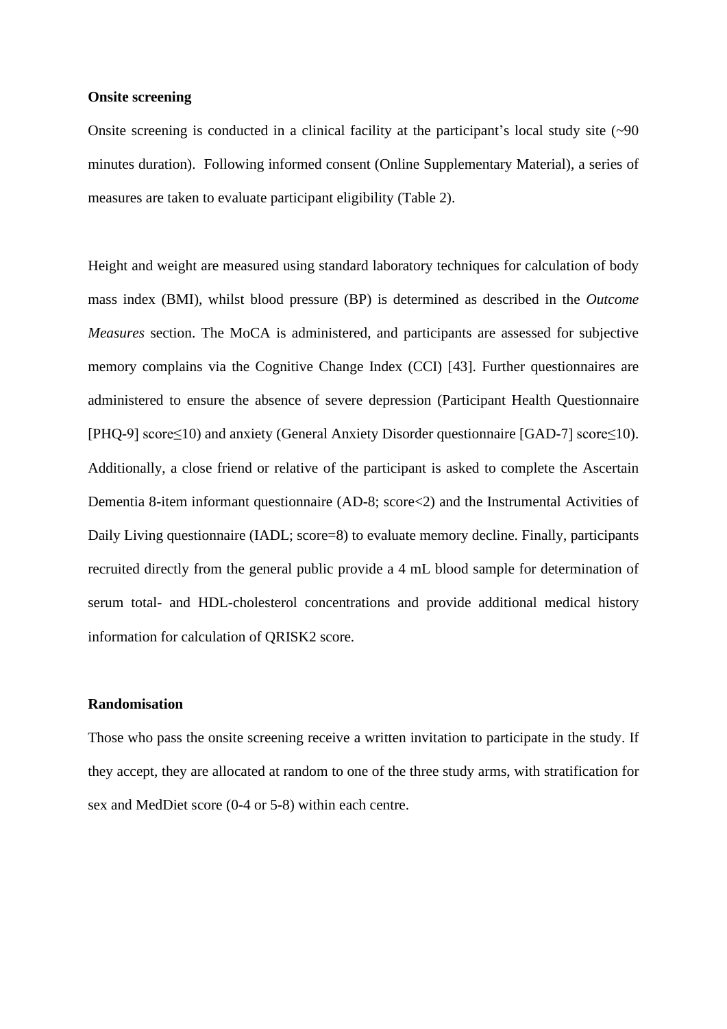**Onsite screening**

Onsite screening is conducted in a clinical facility at the participant's local study site (~90 minutes duration). Following informed consent (Online Supplementary Material), a series of measures are taken to evaluate participant eligibility (Table 2).

Height and weight are measured using standard laboratory techniques for calculation of body mass index (BMI), whilst blood pressure (BP) is determined as described in the *Outcome Measures* section. The MoCA is administered, and participants are assessed for subjective memory complains via the Cognitive Change Index (CCI) [43]. Further questionnaires are administered to ensure the absence of severe depression (Participant Health Questionnaire [PHQ-9] score≤10) and anxiety (General Anxiety Disorder questionnaire [GAD-7] score≤10). Additionally, a close friend or relative of the participant is asked to complete the Ascertain Dementia 8-item informant questionnaire (AD-8; score<2) and the Instrumental Activities of Daily Living questionnaire (IADL; score=8) to evaluate memory decline. Finally, participants recruited directly from the general public provide a 4 mL blood sample for determination of serum total- and HDL-cholesterol concentrations and provide additional medical history information for calculation of QRISK2 score.

**Randomisation**

Those who pass the onsite screening receive a written invitation to participate in the study. If they accept, they are allocated at random to one of the three study arms, with stratification for sex and MedDiet score (0-4 or 5-8) within each centre.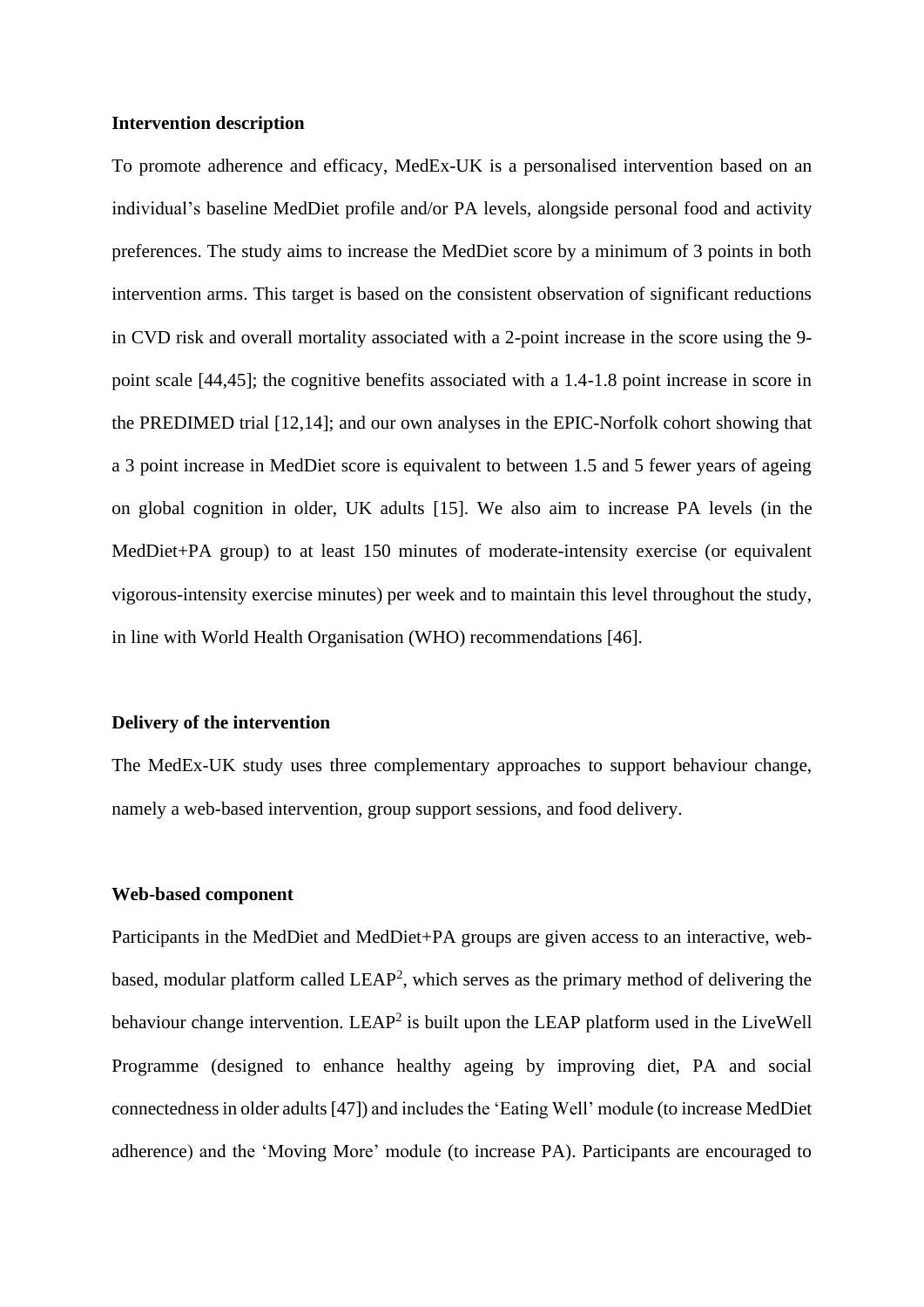**Intervention description**

To promote adherence and efficacy, MedEx-UK is a personalised intervention based on an individual's baseline MedDiet profile and/or PA levels, alongside personal food and activity preferences. The study aims to increase the MedDiet score by a minimum of 3 points in both intervention arms. This target is based on the consistent observation of significant reductions in CVD risk and overall mortality associated with a 2-point increase in the score using the 9-point scale [44,45]; the cognitive benefits associated with a 1.4-1.8 point increase in score in the PREDIMED trial [12,14]; and our own analyses in the EPIC-Norfolk cohort showing that a 3 point increase in MedDiet score is equivalent to between 1.5 and 5 fewer years of ageing on global cognition in older, UK adults [15]. We also aim to increase PA levels (in the MedDiet+PA group) to at least 150 minutes of moderate-intensity exercise (or equivalent vigorous-intensity exercise minutes) per week and to maintain this level throughout the study, in line with World Health Organisation (WHO) recommendations [46].

**Delivery of the intervention**

The MedEx-UK study uses three complementary approaches to support behaviour change, namely a web-based intervention, group support sessions, and food delivery.

**Web-based component**

Participants in the MedDiet and MedDiet+PA groups are given access to an interactive, web-based, modular platform called $LEAP^2$, which serves as the primary method of delivering the behaviour change intervention. $LEAP^2$ is built upon the LEAP platform used in the LiveWell Programme (designed to enhance healthy ageing by improving diet, PA and social connectedness in older adults [47]) and includes the 'Eating Well' module (to increase MedDiet adherence) and the 'Moving More' module (to increase PA). Participants are encouraged to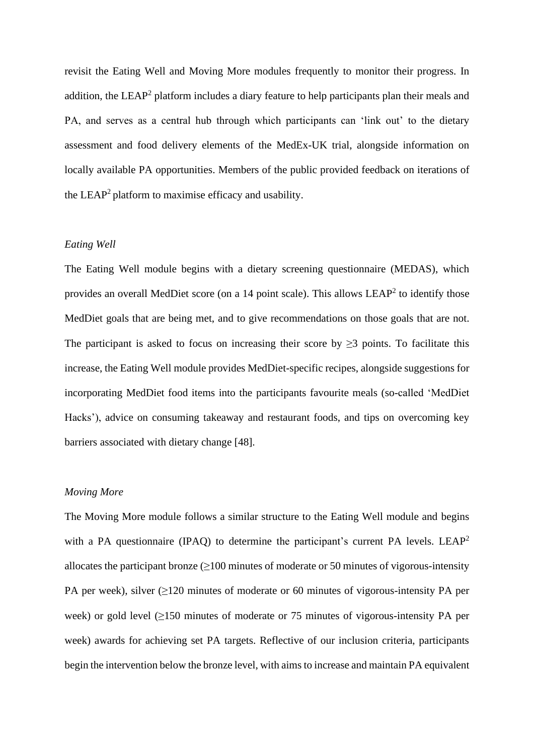revisit the Eating Well and Moving More modules frequently to monitor their progress. In addition, the LEAP$^2$ platform includes a diary feature to help participants plan their meals and PA, and serves as a central hub through which participants can 'link out' to the dietary assessment and food delivery elements of the MedEx-UK trial, alongside information on locally available PA opportunities. Members of the public provided feedback on iterations of the LEAP$^2$ platform to maximise efficacy and usability.

*Eating Well*

The Eating Well module begins with a dietary screening questionnaire (MEDAS), which provides an overall MedDiet score (on a 14 point scale). This allows LEAP$^2$ to identify those MedDiet goals that are being met, and to give recommendations on those goals that are not. The participant is asked to focus on increasing their score by ≥3 points. To facilitate this increase, the Eating Well module provides MedDiet-specific recipes, alongside suggestions for incorporating MedDiet food items into the participants favourite meals (so-called 'MedDiet Hacks'), advice on consuming takeaway and restaurant foods, and tips on overcoming key barriers associated with dietary change [48].

*Moving More*

The Moving More module follows a similar structure to the Eating Well module and begins with a PA questionnaire (IPAQ) to determine the participant's current PA levels. LEAP$^2$ allocates the participant bronze (≥100 minutes of moderate or 50 minutes of vigorous-intensity PA per week), silver (≥120 minutes of moderate or 60 minutes of vigorous-intensity PA per week) or gold level (≥150 minutes of moderate or 75 minutes of vigorous-intensity PA per week) awards for achieving set PA targets. Reflective of our inclusion criteria, participants begin the intervention below the bronze level, with aims to increase and maintain PA equivalent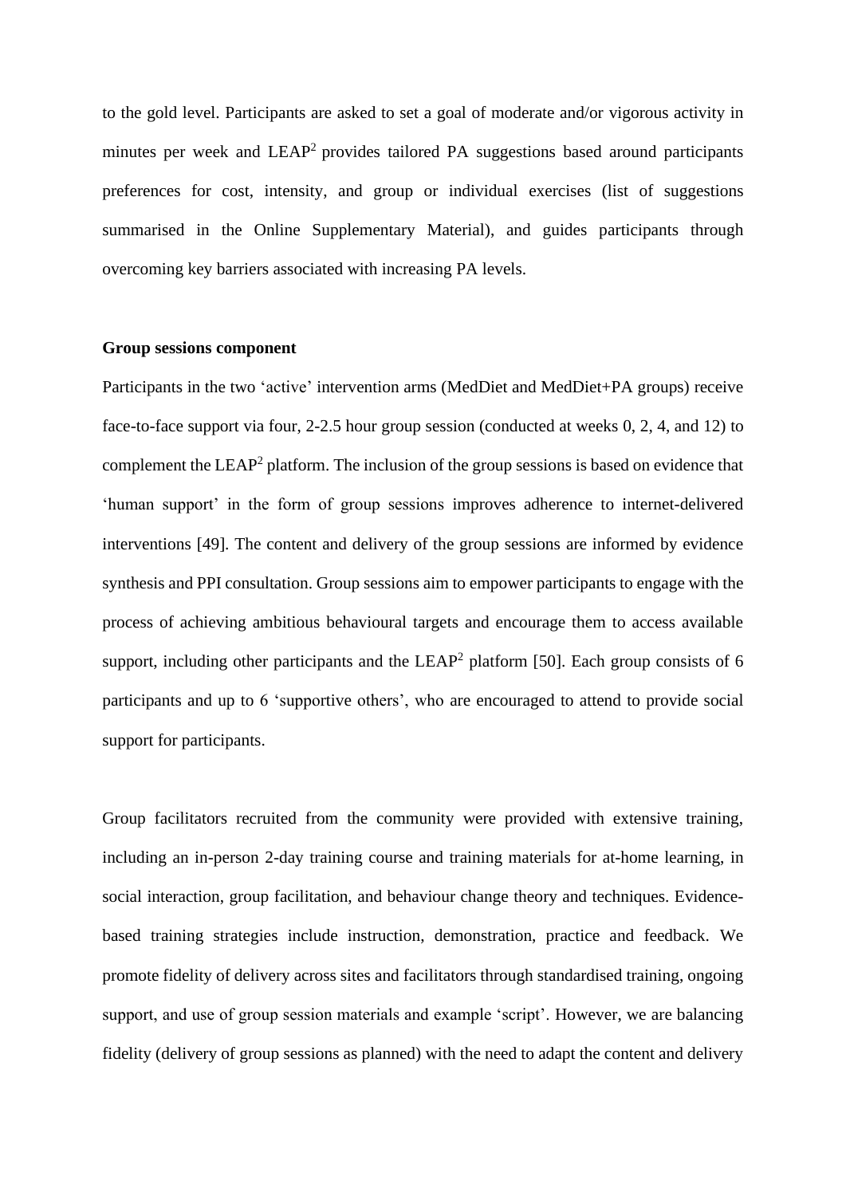to the gold level. Participants are asked to set a goal of moderate and/or vigorous activity in minutes per week and LEAP$^2$ provides tailored PA suggestions based around participants preferences for cost, intensity, and group or individual exercises (list of suggestions summarised in the Online Supplementary Material), and guides participants through overcoming key barriers associated with increasing PA levels.

**Group sessions component**

Participants in the two 'active' intervention arms (MedDiet and MedDiet+PA groups) receive face-to-face support via four, 2-2.5 hour group session (conducted at weeks 0, 2, 4, and 12) to complement the LEAP$^2$ platform. The inclusion of the group sessions is based on evidence that 'human support' in the form of group sessions improves adherence to internet-delivered interventions [49]. The content and delivery of the group sessions are informed by evidence synthesis and PPI consultation. Group sessions aim to empower participants to engage with the process of achieving ambitious behavioural targets and encourage them to access available support, including other participants and the LEAP$^2$ platform [50]. Each group consists of 6 participants and up to 6 'supportive others', who are encouraged to attend to provide social support for participants.

Group facilitators recruited from the community were provided with extensive training, including an in-person 2-day training course and training materials for at-home learning, in social interaction, group facilitation, and behaviour change theory and techniques. Evidence-based training strategies include instruction, demonstration, practice and feedback. We promote fidelity of delivery across sites and facilitators through standardised training, ongoing support, and use of group session materials and example 'script'. However, we are balancing fidelity (delivery of group sessions as planned) with the need to adapt the content and delivery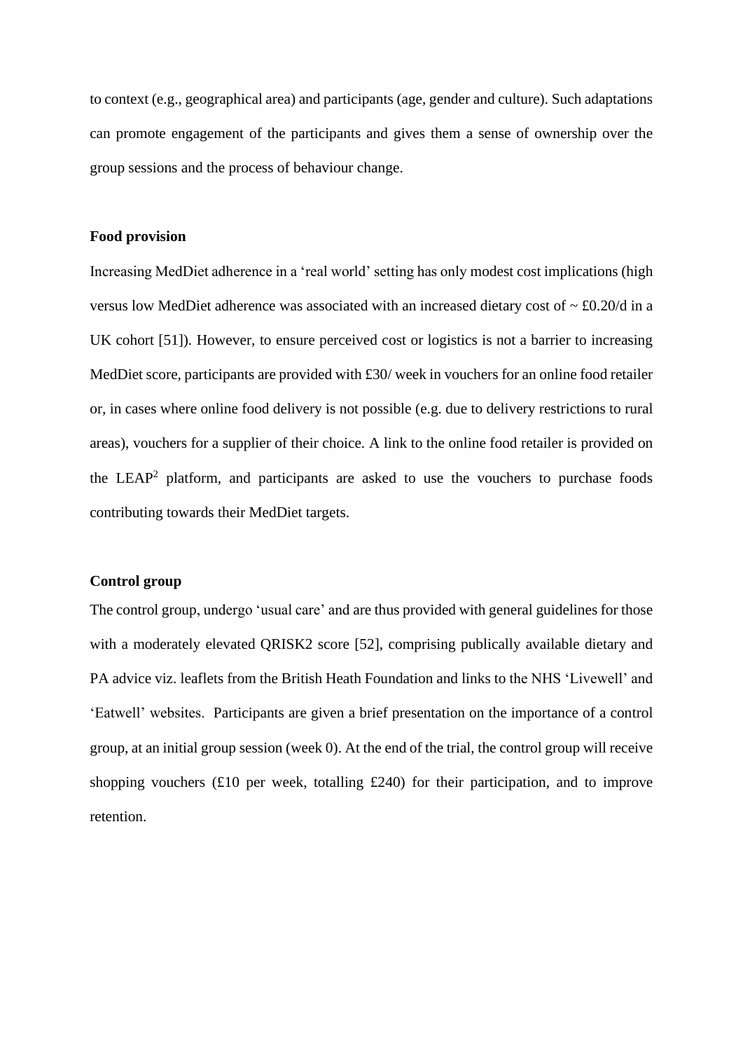to context (e.g., geographical area) and participants (age, gender and culture). Such adaptations can promote engagement of the participants and gives them a sense of ownership over the group sessions and the process of behaviour change.

**Food provision**

Increasing MedDiet adherence in a 'real world' setting has only modest cost implications (high versus low MedDiet adherence was associated with an increased dietary cost of ~ £0.20/d in a UK cohort [51]). However, to ensure perceived cost or logistics is not a barrier to increasing MedDiet score, participants are provided with £30/ week in vouchers for an online food retailer or, in cases where online food delivery is not possible (e.g. due to delivery restrictions to rural areas), vouchers for a supplier of their choice. A link to the online food retailer is provided on the LEAP[2] platform, and participants are asked to use the vouchers to purchase foods contributing towards their MedDiet targets.

**Control group**

The control group, undergo 'usual care' and are thus provided with general guidelines for those with a moderately elevated QRISK2 score [52], comprising publically available dietary and PA advice viz. leaflets from the British Heath Foundation and links to the NHS 'Livewell' and 'Eatwell' websites. Participants are given a brief presentation on the importance of a control group, at an initial group session (week 0). At the end of the trial, the control group will receive shopping vouchers (£10 per week, totalling £240) for their participation, and to improve retention.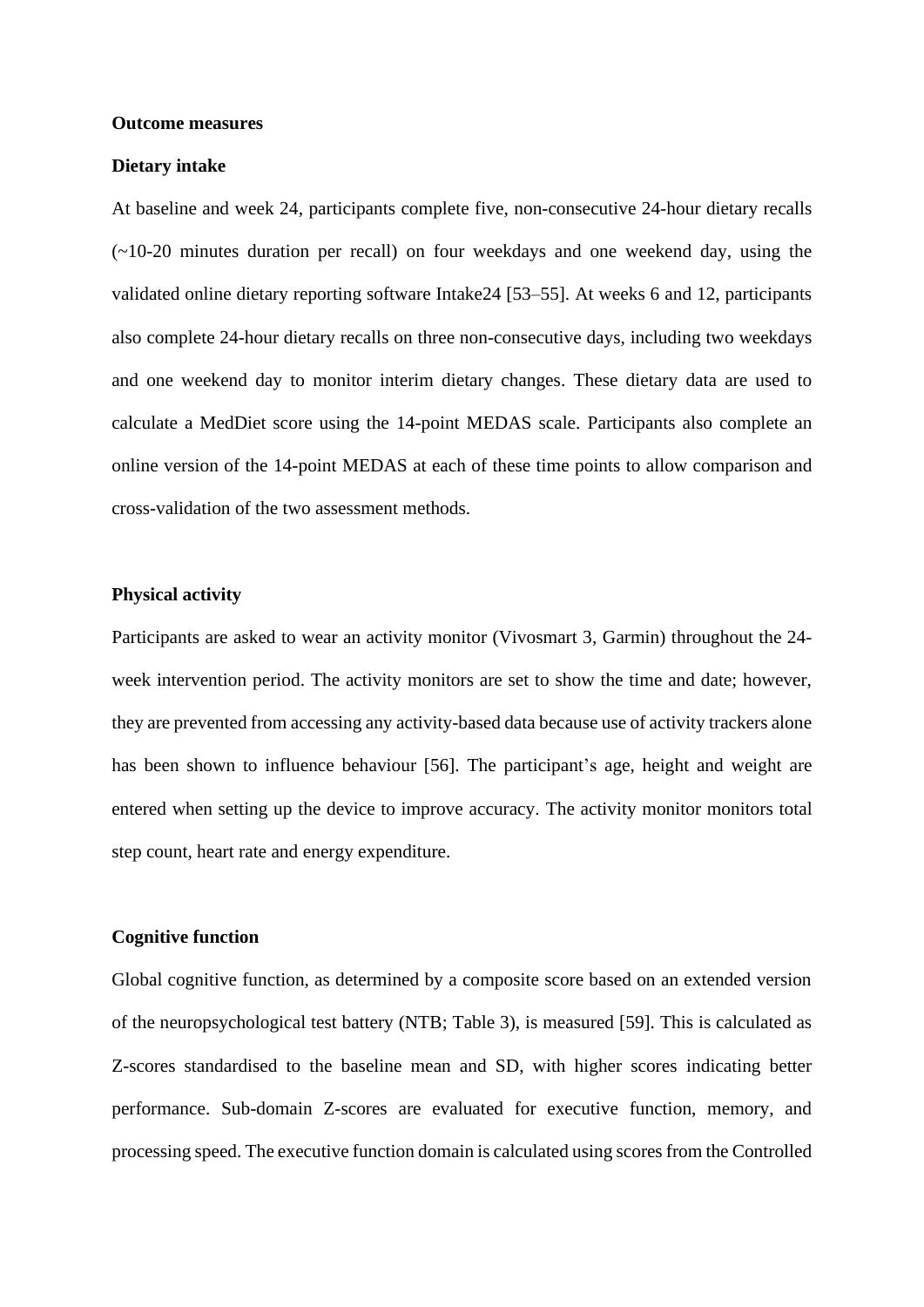## Outcome measures

### Dietary intake

At baseline and week 24, participants complete five, non-consecutive 24-hour dietary recalls (~10-20 minutes duration per recall) on four weekdays and one weekend day, using the validated online dietary reporting software Intake24 [53–55]. At weeks 6 and 12, participants also complete 24-hour dietary recalls on three non-consecutive days, including two weekdays and one weekend day to monitor interim dietary changes. These dietary data are used to calculate a MedDiet score using the 14-point MEDAS scale. Participants also complete an online version of the 14-point MEDAS at each of these time points to allow comparison and cross-validation of the two assessment methods.

### Physical activity

Participants are asked to wear an activity monitor (Vivosmart 3, Garmin) throughout the 24-week intervention period. The activity monitors are set to show the time and date; however, they are prevented from accessing any activity-based data because use of activity trackers alone has been shown to influence behaviour [56]. The participant's age, height and weight are entered when setting up the device to improve accuracy. The activity monitor monitors total step count, heart rate and energy expenditure.

### Cognitive function

Global cognitive function, as determined by a composite score based on an extended version of the neuropsychological test battery (NTB; Table 3), is measured [59]. This is calculated as Z-scores standardised to the baseline mean and SD, with higher scores indicating better performance. Sub-domain Z-scores are evaluated for executive function, memory, and processing speed. The executive function domain is calculated using scores from the Controlled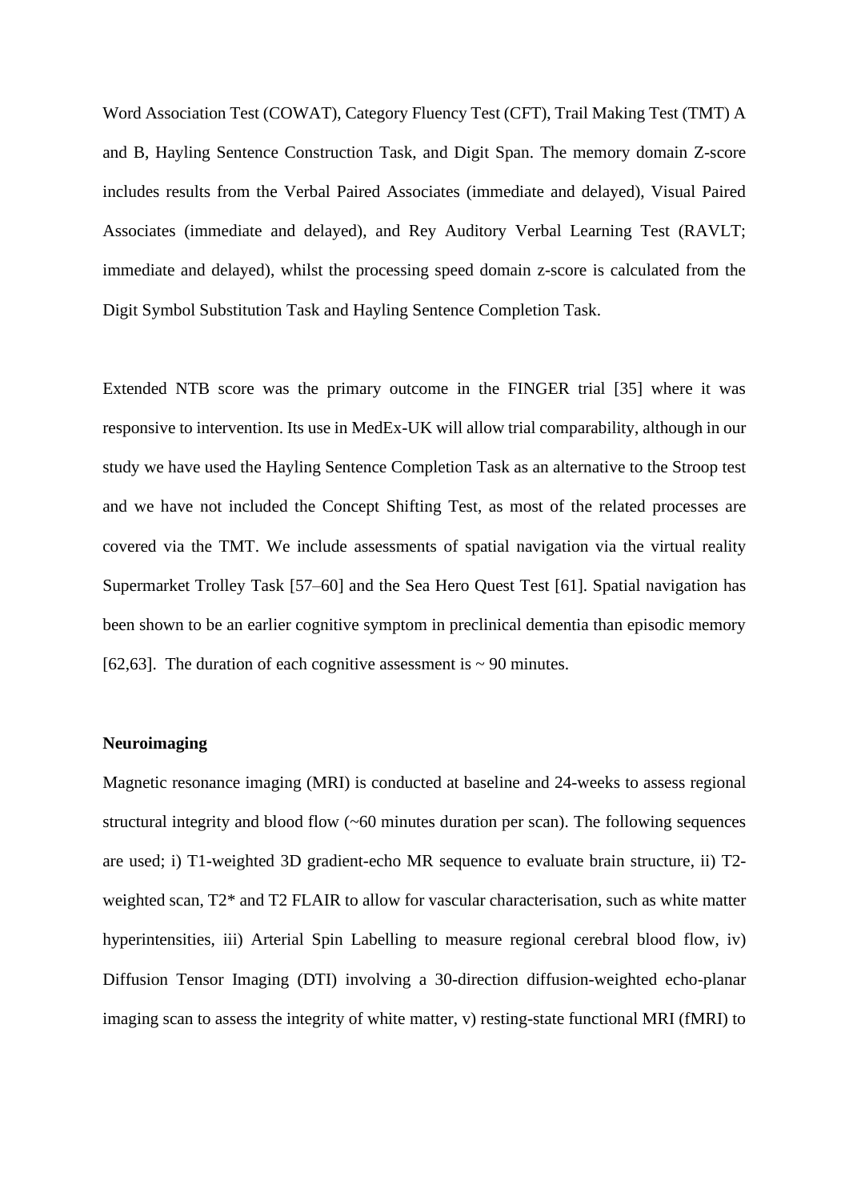Word Association Test (COWAT), Category Fluency Test (CFT), Trail Making Test (TMT) A and B, Hayling Sentence Construction Task, and Digit Span. The memory domain Z-score includes results from the Verbal Paired Associates (immediate and delayed), Visual Paired Associates (immediate and delayed), and Rey Auditory Verbal Learning Test (RAVLT; immediate and delayed), whilst the processing speed domain z-score is calculated from the Digit Symbol Substitution Task and Hayling Sentence Completion Task.

Extended NTB score was the primary outcome in the FINGER trial [35] where it was responsive to intervention. Its use in MedEx-UK will allow trial comparability, although in our study we have used the Hayling Sentence Completion Task as an alternative to the Stroop test and we have not included the Concept Shifting Test, as most of the related processes are covered via the TMT. We include assessments of spatial navigation via the virtual reality Supermarket Trolley Task [57–60] and the Sea Hero Quest Test [61]. Spatial navigation has been shown to be an earlier cognitive symptom in preclinical dementia than episodic memory [62,63]. The duration of each cognitive assessment is ~ 90 minutes.

**Neuroimaging**

Magnetic resonance imaging (MRI) is conducted at baseline and 24-weeks to assess regional structural integrity and blood flow (~60 minutes duration per scan). The following sequences are used; i) T1-weighted 3D gradient-echo MR sequence to evaluate brain structure, ii) T2-weighted scan, T2* and T2 FLAIR to allow for vascular characterisation, such as white matter hyperintensities, iii) Arterial Spin Labelling to measure regional cerebral blood flow, iv) Diffusion Tensor Imaging (DTI) involving a 30-direction diffusion-weighted echo-planar imaging scan to assess the integrity of white matter, v) resting-state functional MRI (fMRI) to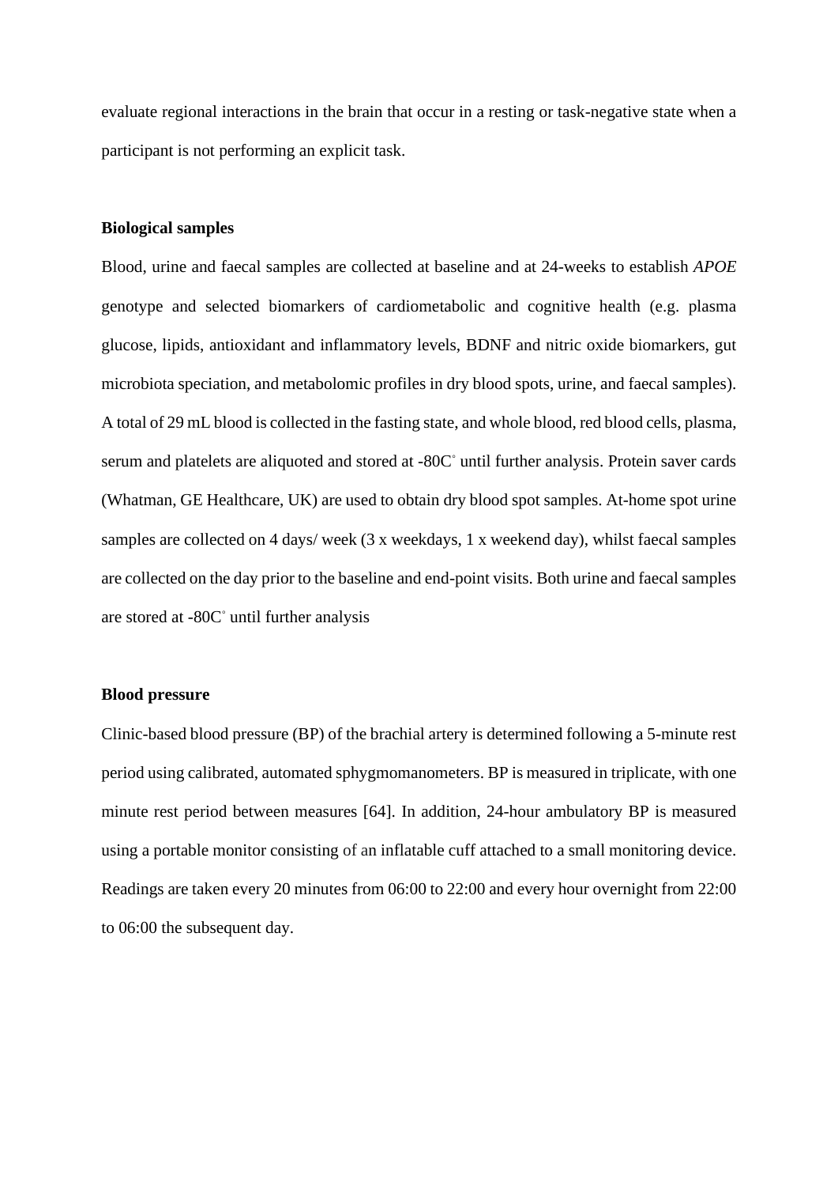evaluate regional interactions in the brain that occur in a resting or task-negative state when a participant is not performing an explicit task.

**Biological samples**

Blood, urine and faecal samples are collected at baseline and at 24-weeks to establish *APOE* genotype and selected biomarkers of cardiometabolic and cognitive health (e.g. plasma glucose, lipids, antioxidant and inflammatory levels, BDNF and nitric oxide biomarkers, gut microbiota speciation, and metabolomic profiles in dry blood spots, urine, and faecal samples). A total of 29 mL blood is collected in the fasting state, and whole blood, red blood cells, plasma, serum and platelets are aliquoted and stored at -80C° until further analysis. Protein saver cards (Whatman, GE Healthcare, UK) are used to obtain dry blood spot samples. At-home spot urine samples are collected on 4 days/ week (3 x weekdays, 1 x weekend day), whilst faecal samples are collected on the day prior to the baseline and end-point visits. Both urine and faecal samples are stored at -80C° until further analysis

**Blood pressure**

Clinic-based blood pressure (BP) of the brachial artery is determined following a 5-minute rest period using calibrated, automated sphygmomanometers. BP is measured in triplicate, with one minute rest period between measures [64]. In addition, 24-hour ambulatory BP is measured using a portable monitor consisting of an inflatable cuff attached to a small monitoring device. Readings are taken every 20 minutes from 06:00 to 22:00 and every hour overnight from 22:00 to 06:00 the subsequent day.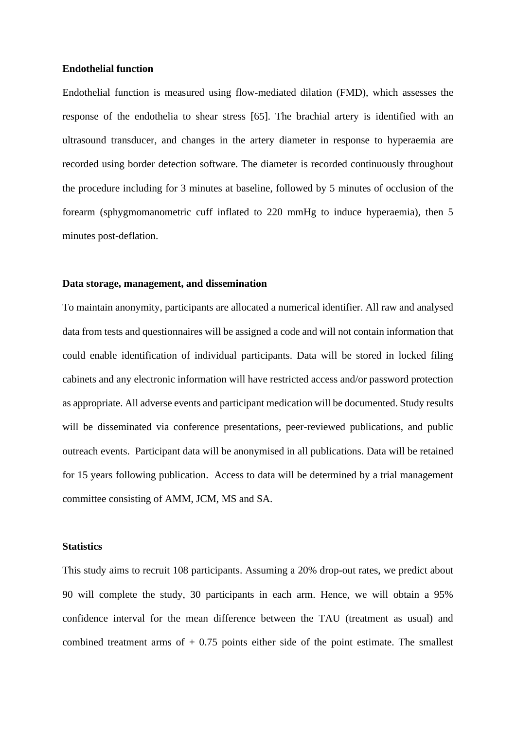**Endothelial function**

Endothelial function is measured using flow-mediated dilation (FMD), which assesses the response of the endothelia to shear stress [65]. The brachial artery is identified with an ultrasound transducer, and changes in the artery diameter in response to hyperaemia are recorded using border detection software. The diameter is recorded continuously throughout the procedure including for 3 minutes at baseline, followed by 5 minutes of occlusion of the forearm (sphygmomanometric cuff inflated to 220 mmHg to induce hyperaemia), then 5 minutes post-deflation.

**Data storage, management, and dissemination**

To maintain anonymity, participants are allocated a numerical identifier. All raw and analysed data from tests and questionnaires will be assigned a code and will not contain information that could enable identification of individual participants. Data will be stored in locked filing cabinets and any electronic information will have restricted access and/or password protection as appropriate. All adverse events and participant medication will be documented. Study results will be disseminated via conference presentations, peer-reviewed publications, and public outreach events. Participant data will be anonymised in all publications. Data will be retained for 15 years following publication. Access to data will be determined by a trial management committee consisting of AMM, JCM, MS and SA.

**Statistics**

This study aims to recruit 108 participants. Assuming a 20% drop-out rates, we predict about 90 will complete the study, 30 participants in each arm. Hence, we will obtain a 95% confidence interval for the mean difference between the TAU (treatment as usual) and combined treatment arms of + 0.75 points either side of the point estimate. The smallest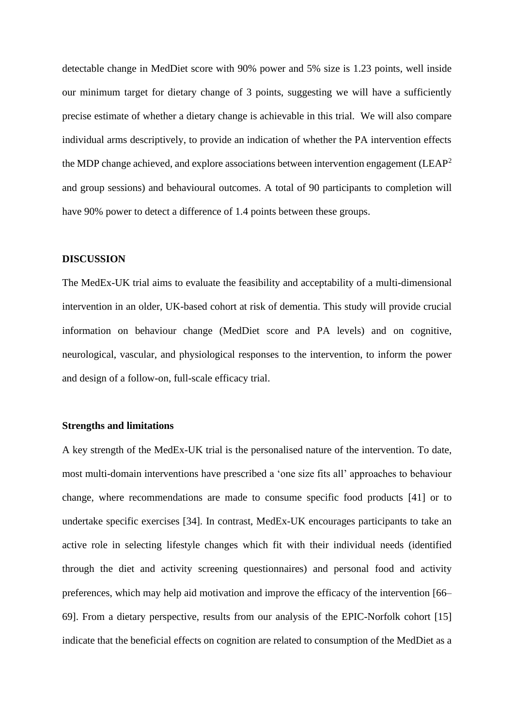detectable change in MedDiet score with 90% power and 5% size is 1.23 points, well inside our minimum target for dietary change of 3 points, suggesting we will have a sufficiently precise estimate of whether a dietary change is achievable in this trial. We will also compare individual arms descriptively, to provide an indication of whether the PA intervention effects the MDP change achieved, and explore associations between intervention engagement ($LEAP^2$ and group sessions) and behavioural outcomes. A total of 90 participants to completion will have 90% power to detect a difference of 1.4 points between these groups.

## DISCUSSION

The MedEx-UK trial aims to evaluate the feasibility and acceptability of a multi-dimensional intervention in an older, UK-based cohort at risk of dementia. This study will provide crucial information on behaviour change (MedDiet score and PA levels) and on cognitive, neurological, vascular, and physiological responses to the intervention, to inform the power and design of a follow-on, full-scale efficacy trial.

### Strengths and limitations

A key strength of the MedEx-UK trial is the personalised nature of the intervention. To date, most multi-domain interventions have prescribed a 'one size fits all' approaches to behaviour change, where recommendations are made to consume specific food products [41] or to undertake specific exercises [34]. In contrast, MedEx-UK encourages participants to take an active role in selecting lifestyle changes which fit with their individual needs (identified through the diet and activity screening questionnaires) and personal food and activity preferences, which may help aid motivation and improve the efficacy of the intervention [66–69]. From a dietary perspective, results from our analysis of the EPIC-Norfolk cohort [15] indicate that the beneficial effects on cognition are related to consumption of the MedDiet as a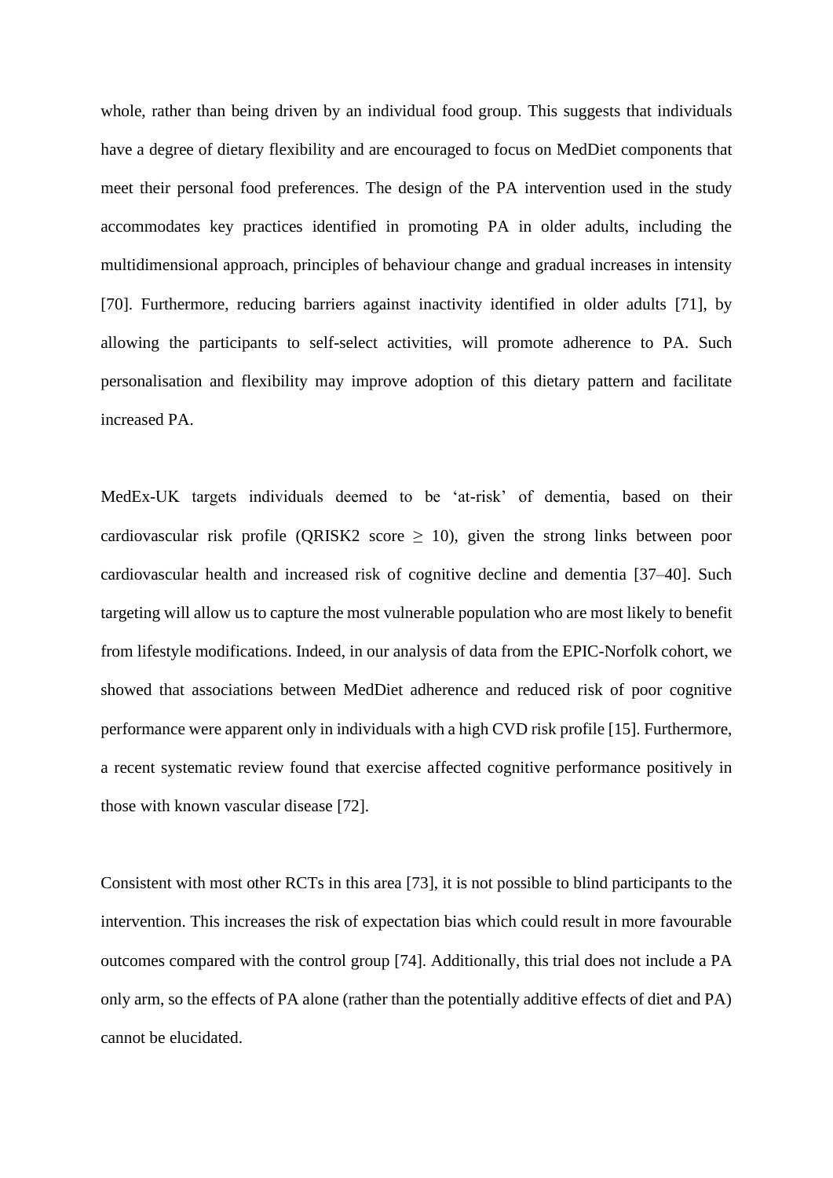whole, rather than being driven by an individual food group. This suggests that individuals have a degree of dietary flexibility and are encouraged to focus on MedDiet components that meet their personal food preferences. The design of the PA intervention used in the study accommodates key practices identified in promoting PA in older adults, including the multidimensional approach, principles of behaviour change and gradual increases in intensity [70]. Furthermore, reducing barriers against inactivity identified in older adults [71], by allowing the participants to self-select activities, will promote adherence to PA. Such personalisation and flexibility may improve adoption of this dietary pattern and facilitate increased PA.

MedEx-UK targets individuals deemed to be 'at-risk' of dementia, based on their cardiovascular risk profile (QRISK2 score $\geq$ 10), given the strong links between poor cardiovascular health and increased risk of cognitive decline and dementia [37–40]. Such targeting will allow us to capture the most vulnerable population who are most likely to benefit from lifestyle modifications. Indeed, in our analysis of data from the EPIC-Norfolk cohort, we showed that associations between MedDiet adherence and reduced risk of poor cognitive performance were apparent only in individuals with a high CVD risk profile [15]. Furthermore, a recent systematic review found that exercise affected cognitive performance positively in those with known vascular disease [72].

Consistent with most other RCTs in this area [73], it is not possible to blind participants to the intervention. This increases the risk of expectation bias which could result in more favourable outcomes compared with the control group [74]. Additionally, this trial does not include a PA only arm, so the effects of PA alone (rather than the potentially additive effects of diet and PA) cannot be elucidated.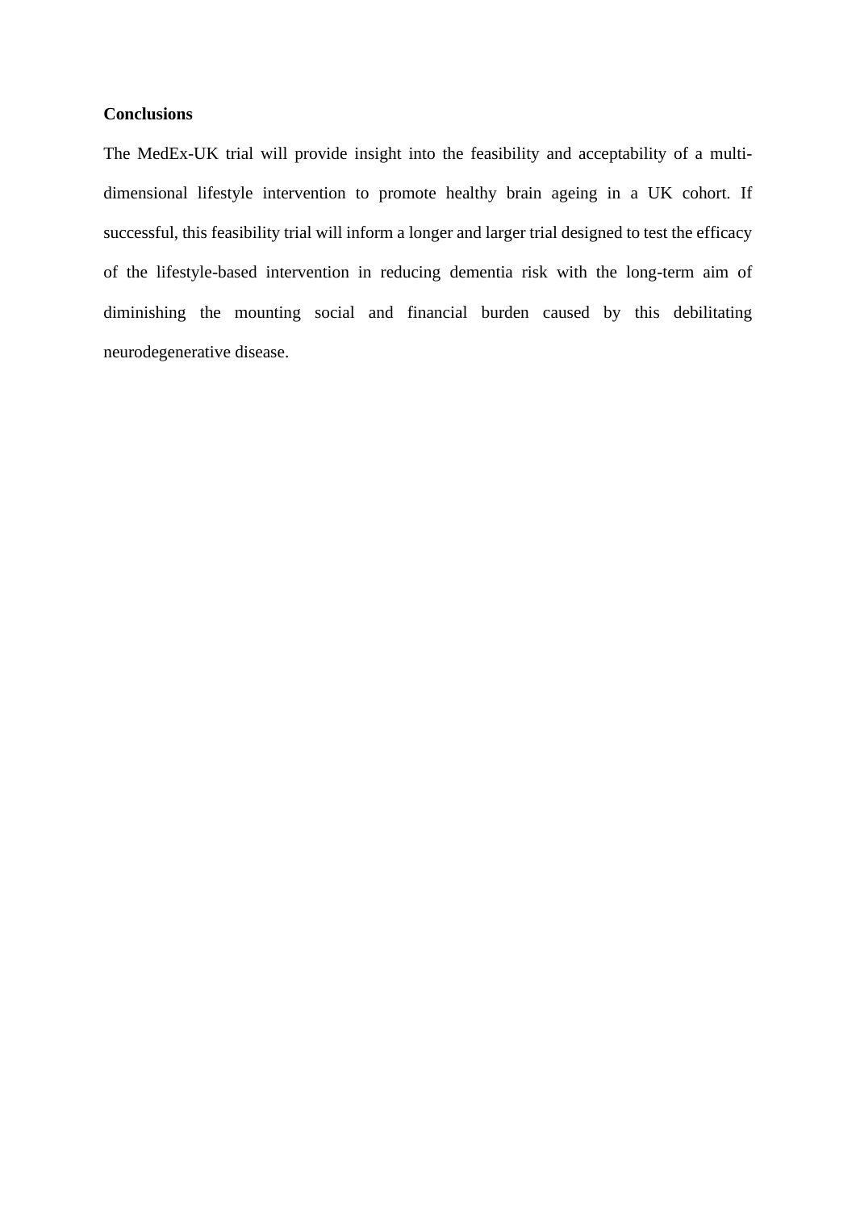**Conclusions**

The MedEx-UK trial will provide insight into the feasibility and acceptability of a multi-dimensional lifestyle intervention to promote healthy brain ageing in a UK cohort. If successful, this feasibility trial will inform a longer and larger trial designed to test the efficacy of the lifestyle-based intervention in reducing dementia risk with the long-term aim of diminishing the mounting social and financial burden caused by this debilitating neurodegenerative disease.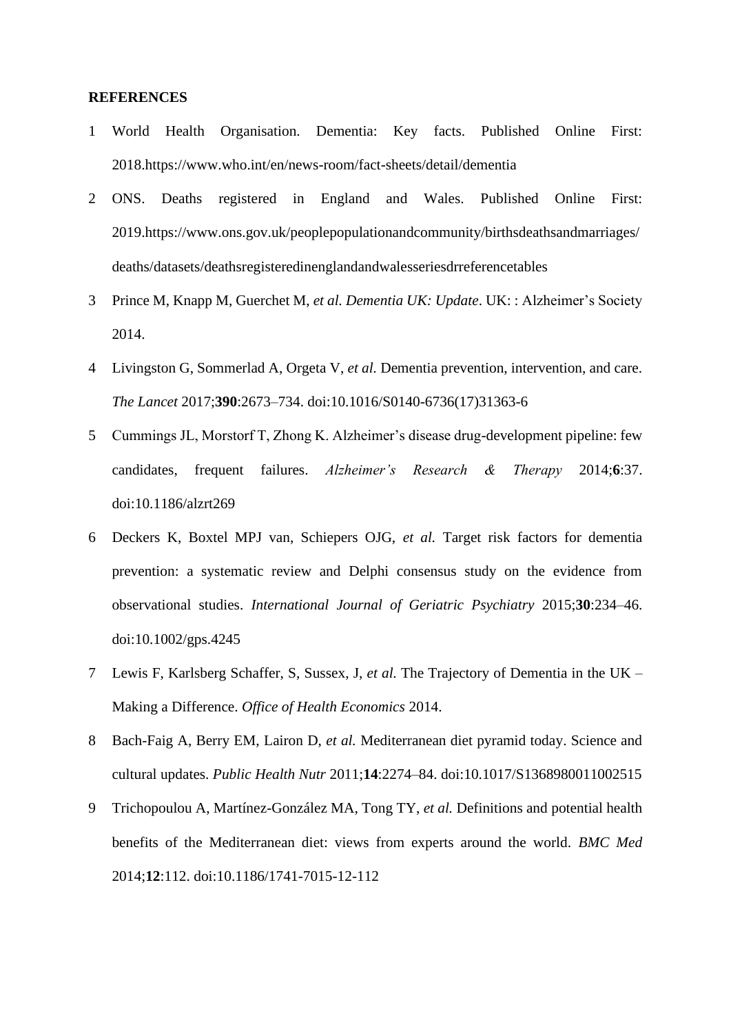**REFERENCES**

1 World Health Organisation. Dementia: Key facts. Published Online First: 2018.https://www.who.int/en/news-room/fact-sheets/detail/dementia

2 ONS. Deaths registered in England and Wales. Published Online First: 2019.https://www.ons.gov.uk/peoplepopulationandcommunity/birthsdeathsandmarriages/deaths/datasets/deathsregisteredinenglandandwalesseriesdrrreferencetables

3 Prince M, Knapp M, Guerchet M, *et al. Dementia UK: Update*. UK: : Alzheimer's Society 2014.

4 Livingston G, Sommerlad A, Orgeta V, *et al.* Dementia prevention, intervention, and care. *The Lancet* 2017;**390**:2673–734. doi:10.1016/S0140-6736(17)31363-6

5 Cummings JL, Morstorf T, Zhong K. Alzheimer's disease drug-development pipeline: few candidates, frequent failures. *Alzheimer's Research & Therapy* 2014;**6**:37. doi:10.1186/alzrt269

6 Deckers K, Boxtel MPJ van, Schiepers OJG, *et al.* Target risk factors for dementia prevention: a systematic review and Delphi consensus study on the evidence from observational studies. *International Journal of Geriatric Psychiatry* 2015;**30**:234–46. doi:10.1002/gps.4245

7 Lewis F, Karlsberg Schaffer, S, Sussex, J, *et al.* The Trajectory of Dementia in the UK – Making a Difference. *Office of Health Economics* 2014.

8 Bach-Faig A, Berry EM, Lairon D, *et al.* Mediterranean diet pyramid today. Science and cultural updates. *Public Health Nutr* 2011;**14**:2274–84. doi:10.1017/S1368980011002515

9 Trichopoulou A, Martínez-González MA, Tong TY, *et al.* Definitions and potential health benefits of the Mediterranean diet: views from experts around the world. *BMC Med* 2014;**12**:112. doi:10.1186/1741-7015-12-112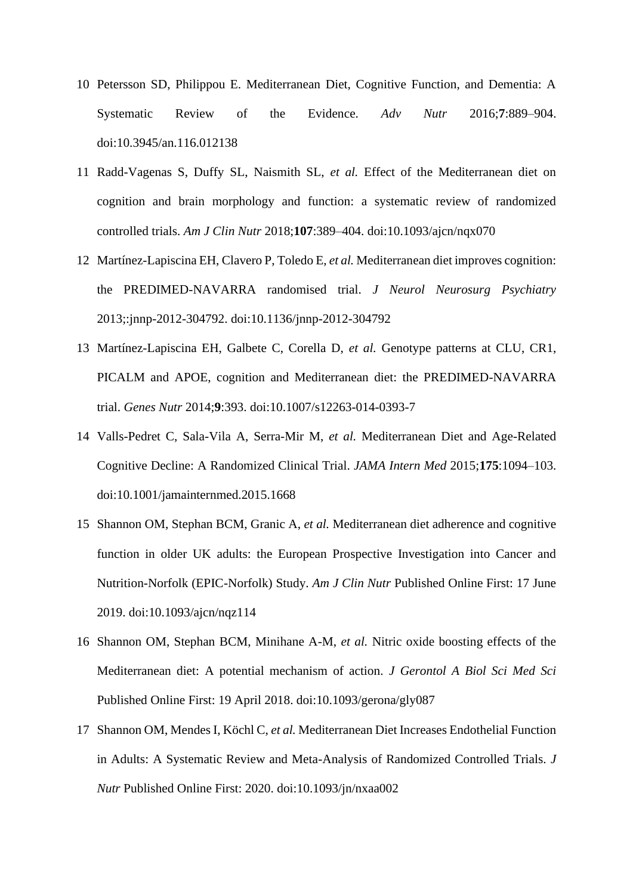10 Petersson SD, Philippou E. Mediterranean Diet, Cognitive Function, and Dementia: A Systematic Review of the Evidence. *Adv Nutr* 2016;**7**:889–904. doi:10.3945/an.116.012138

11 Radd-Vagenas S, Duffy SL, Naismith SL, *et al.* Effect of the Mediterranean diet on cognition and brain morphology and function: a systematic review of randomized controlled trials. *Am J Clin Nutr* 2018;**107**:389–404. doi:10.1093/ajcn/nqx070

12 Martínez-Lapiscina EH, Clavero P, Toledo E, *et al.* Mediterranean diet improves cognition: the PREDIMED-NAVARRA randomised trial. *J Neurol Neurosurg Psychiatry* 2013;:jnnp-2012-304792. doi:10.1136/jnnp-2012-304792

13 Martínez-Lapiscina EH, Galbete C, Corella D, *et al.* Genotype patterns at CLU, CR1, PICALM and APOE, cognition and Mediterranean diet: the PREDIMED-NAVARRA trial. *Genes Nutr* 2014;**9**:393. doi:10.1007/s12263-014-0393-7

14 Valls-Pedret C, Sala-Vila A, Serra-Mir M, *et al.* Mediterranean Diet and Age-Related Cognitive Decline: A Randomized Clinical Trial. *JAMA Intern Med* 2015;**175**:1094–103. doi:10.1001/jamainternmed.2015.1668

15 Shannon OM, Stephan BCM, Granic A, *et al.* Mediterranean diet adherence and cognitive function in older UK adults: the European Prospective Investigation into Cancer and Nutrition-Norfolk (EPIC-Norfolk) Study. *Am J Clin Nutr* Published Online First: 17 June 2019. doi:10.1093/ajcn/nqz114

16 Shannon OM, Stephan BCM, Minihane A-M, *et al.* Nitric oxide boosting effects of the Mediterranean diet: A potential mechanism of action. *J Gerontol A Biol Sci Med Sci* Published Online First: 19 April 2018. doi:10.1093/gerona/gly087

17 Shannon OM, Mendes I, Köchl C, *et al.* Mediterranean Diet Increases Endothelial Function in Adults: A Systematic Review and Meta-Analysis of Randomized Controlled Trials. *J Nutr* Published Online First: 2020. doi:10.1093/jn/nxaa002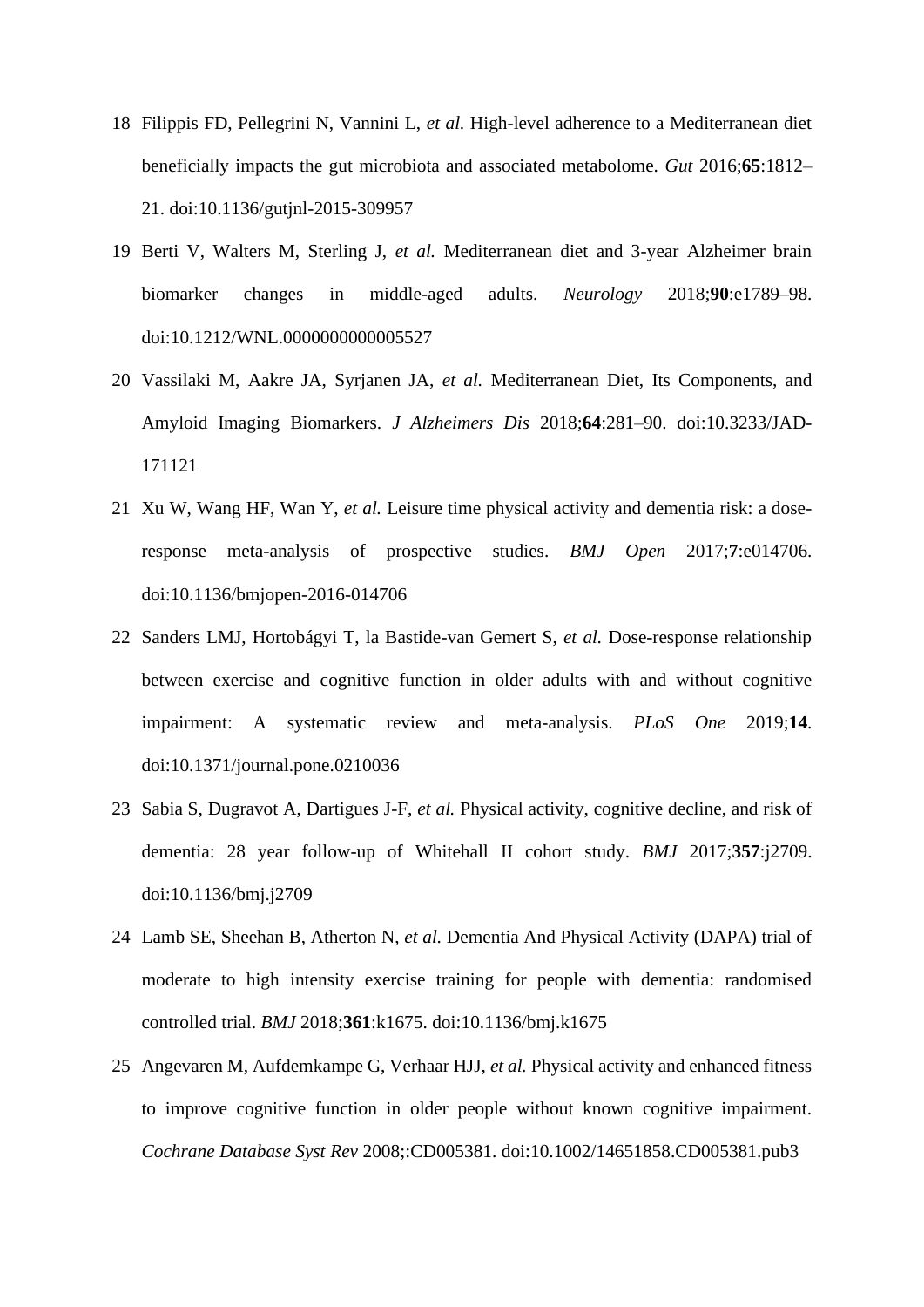18 Filippis FD, Pellegrini N, Vannini L, *et al.* High-level adherence to a Mediterranean diet beneficially impacts the gut microbiota and associated metabolome. *Gut* 2016;**65**:1812–21. doi:10.1136/gutjnl-2015-309957

19 Berti V, Walters M, Sterling J, *et al.* Mediterranean diet and 3-year Alzheimer brain biomarker changes in middle-aged adults. *Neurology* 2018;**90**:e1789–98. doi:10.1212/WNL.0000000000005527

20 Vassilaki M, Aakre JA, Syrjanen JA, *et al.* Mediterranean Diet, Its Components, and Amyloid Imaging Biomarkers. *J Alzheimers Dis* 2018;**64**:281–90. doi:10.3233/JAD-171121

21 Xu W, Wang HF, Wan Y, *et al.* Leisure time physical activity and dementia risk: a dose-response meta-analysis of prospective studies. *BMJ Open* 2017;**7**:e014706. doi:10.1136/bmjopen-2016-014706

22 Sanders LMJ, Hortobágyi T, la Bastide-van Gemert S, *et al.* Dose-response relationship between exercise and cognitive function in older adults with and without cognitive impairment: A systematic review and meta-analysis. *PLoS One* 2019;**14**. doi:10.1371/journal.pone.0210036

23 Sabia S, Dugravot A, Dartigues J-F, *et al.* Physical activity, cognitive decline, and risk of dementia: 28 year follow-up of Whitehall II cohort study. *BMJ* 2017;**357**:j2709. doi:10.1136/bmj.j2709

24 Lamb SE, Sheehan B, Atherton N, *et al.* Dementia And Physical Activity (DAPA) trial of moderate to high intensity exercise training for people with dementia: randomised controlled trial. *BMJ* 2018;**361**:k1675. doi:10.1136/bmj.k1675

25 Angevaren M, Aufdemkampe G, Verhaar HJJ, *et al.* Physical activity and enhanced fitness to improve cognitive function in older people without known cognitive impairment. *Cochrane Database Syst Rev* 2008;:CD005381. doi:10.1002/14651858.CD005381.pub3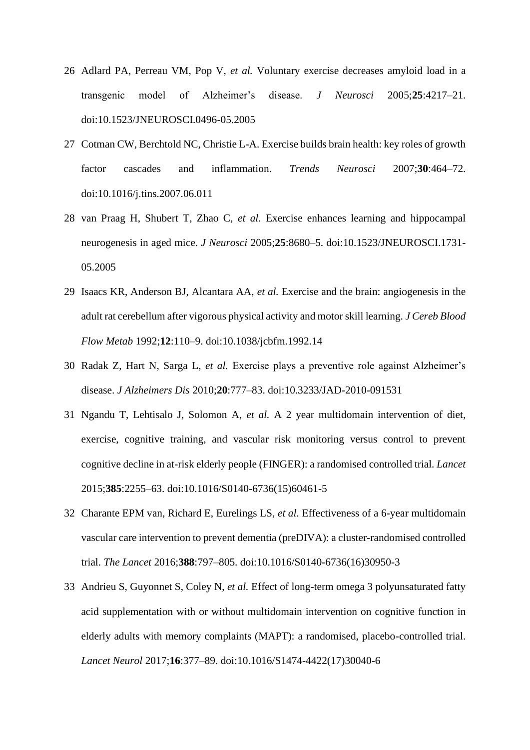26 Adlard PA, Perreau VM, Pop V, *et al.* Voluntary exercise decreases amyloid load in a transgenic model of Alzheimer's disease. *J Neurosci* 2005;**25**:4217–21. doi:10.1523/JNEUROSCI.0496-05.2005

27 Cotman CW, Berchtold NC, Christie L-A. Exercise builds brain health: key roles of growth factor cascades and inflammation. *Trends Neurosci* 2007;**30**:464–72. doi:10.1016/j.tins.2007.06.011

28 van Praag H, Shubert T, Zhao C, *et al.* Exercise enhances learning and hippocampal neurogenesis in aged mice. *J Neurosci* 2005;**25**:8680–5. doi:10.1523/JNEUROSCI.1731-05.2005

29 Isaacs KR, Anderson BJ, Alcantara AA, *et al.* Exercise and the brain: angiogenesis in the adult rat cerebellum after vigorous physical activity and motor skill learning. *J Cereb Blood Flow Metab* 1992;**12**:110–9. doi:10.1038/jcbfm.1992.14

30 Radak Z, Hart N, Sarga L, *et al.* Exercise plays a preventive role against Alzheimer's disease. *J Alzheimers Dis* 2010;**20**:777–83. doi:10.3233/JAD-2010-091531

31 Ngandu T, Lehtisalo J, Solomon A, *et al.* A 2 year multidomain intervention of diet, exercise, cognitive training, and vascular risk monitoring versus control to prevent cognitive decline in at-risk elderly people (FINGER): a randomised controlled trial. *Lancet* 2015;**385**:2255–63. doi:10.1016/S0140-6736(15)60461-5

32 Charante EPM van, Richard E, Eurelings LS, *et al*. Effectiveness of a 6-year multidomain vascular care intervention to prevent dementia (preDIVA): a cluster-randomised controlled trial. *The Lancet* 2016;**388**:797–805. doi:10.1016/S0140-6736(16)30950-3

33 Andrieu S, Guyonnet S, Coley N, *et al.* Effect of long-term omega 3 polyunsaturated fatty acid supplementation with or without multidomain intervention on cognitive function in elderly adults with memory complaints (MAPT): a randomised, placebo-controlled trial. *Lancet Neurol* 2017;**16**:377–89. doi:10.1016/S1474-4422(17)30040-6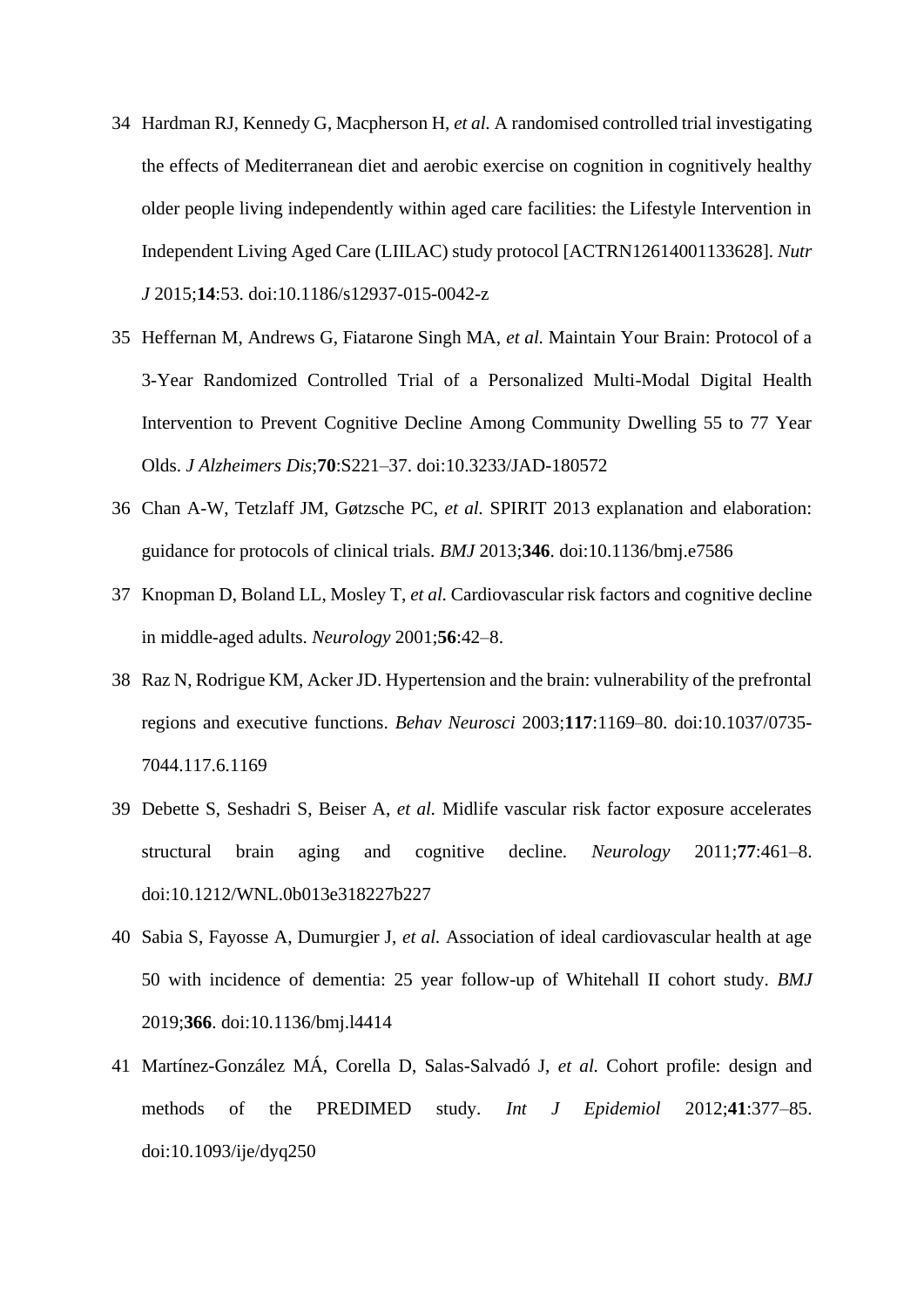34 Hardman RJ, Kennedy G, Macpherson H, *et al.* A randomised controlled trial investigating the effects of Mediterranean diet and aerobic exercise on cognition in cognitively healthy older people living independently within aged care facilities: the Lifestyle Intervention in Independent Living Aged Care (LIILAC) study protocol [ACTRN12614001133628]. *Nutr J* 2015;**14**:53. doi:10.1186/s12937-015-0042-z

35 Heffernan M, Andrews G, Fiatarone Singh MA, *et al.* Maintain Your Brain: Protocol of a 3-Year Randomized Controlled Trial of a Personalized Multi-Modal Digital Health Intervention to Prevent Cognitive Decline Among Community Dwelling 55 to 77 Year Olds. *J Alzheimers Dis*;**70**:S221–37. doi:10.3233/JAD-180572

36 Chan A-W, Tetzlaff JM, Gøtzsche PC, *et al.* SPIRIT 2013 explanation and elaboration: guidance for protocols of clinical trials. *BMJ* 2013;**346**. doi:10.1136/bmj.e7586

37 Knopman D, Boland LL, Mosley T, *et al.* Cardiovascular risk factors and cognitive decline in middle-aged adults. *Neurology* 2001;**56**:42–8.

38 Raz N, Rodrigue KM, Acker JD. Hypertension and the brain: vulnerability of the prefrontal regions and executive functions. *Behav Neurosci* 2003;**117**:1169–80. doi:10.1037/0735-7044.117.6.1169

39 Debette S, Seshadri S, Beiser A, *et al.* Midlife vascular risk factor exposure accelerates structural brain aging and cognitive decline. *Neurology* 2011;**77**:461–8. doi:10.1212/WNL.0b013e318227b227

40 Sabia S, Fayosse A, Dumurgier J, *et al.* Association of ideal cardiovascular health at age 50 with incidence of dementia: 25 year follow-up of Whitehall II cohort study. *BMJ* 2019;**366**. doi:10.1136/bmj.l4414

41 Martínez-González MÁ, Corella D, Salas-Salvadó J, *et al.* Cohort profile: design and methods of the PREDIMED study. *Int J Epidemiol* 2012;**41**:377–85. doi:10.1093/ije/dyq250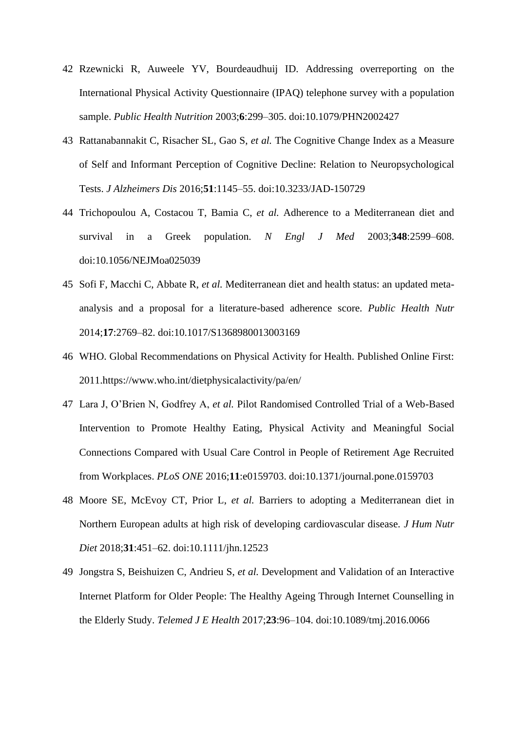42 Rzewnicki R, Auweele YV, Bourdeaudhuij ID. Addressing overreporting on the International Physical Activity Questionnaire (IPAQ) telephone survey with a population sample. *Public Health Nutrition* 2003;**6**:299–305. doi:10.1079/PHN2002427

43 Rattanabannakit C, Risacher SL, Gao S, *et al.* The Cognitive Change Index as a Measure of Self and Informant Perception of Cognitive Decline: Relation to Neuropsychological Tests. *J Alzheimers Dis* 2016;**51**:1145–55. doi:10.3233/JAD-150729

44 Trichopoulou A, Costacou T, Bamia C, *et al.* Adherence to a Mediterranean diet and survival in a Greek population. *N Engl J Med* 2003;**348**:2599–608. doi:10.1056/NEJMoa025039

45 Sofi F, Macchi C, Abbate R, *et al.* Mediterranean diet and health status: an updated meta-analysis and a proposal for a literature-based adherence score. *Public Health Nutr* 2014;**17**:2769–82. doi:10.1017/S1368980013003169

46 WHO. Global Recommendations on Physical Activity for Health. Published Online First: 2011.https://www.who.int/dietphysicalactivity/pa/en/

47 Lara J, O'Brien N, Godfrey A, *et al.* Pilot Randomised Controlled Trial of a Web-Based Intervention to Promote Healthy Eating, Physical Activity and Meaningful Social Connections Compared with Usual Care Control in People of Retirement Age Recruited from Workplaces. *PLoS ONE* 2016;**11**:e0159703. doi:10.1371/journal.pone.0159703

48 Moore SE, McEvoy CT, Prior L, *et al.* Barriers to adopting a Mediterranean diet in Northern European adults at high risk of developing cardiovascular disease. *J Hum Nutr Diet* 2018;**31**:451–62. doi:10.1111/jhn.12523

49 Jongstra S, Beishuizen C, Andrieu S, *et al.* Development and Validation of an Interactive Internet Platform for Older People: The Healthy Ageing Through Internet Counselling in the Elderly Study. *Telemed J E Health* 2017;**23**:96–104. doi:10.1089/tmj.2016.0066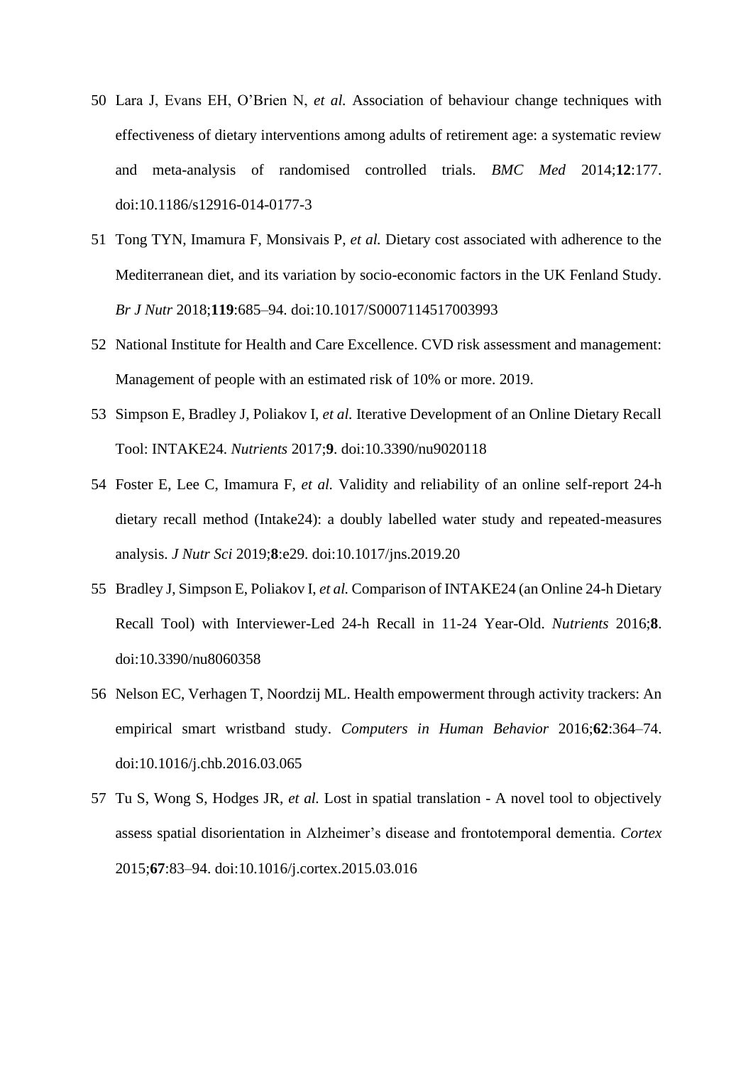50 Lara J, Evans EH, O'Brien N, *et al.* Association of behaviour change techniques with effectiveness of dietary interventions among adults of retirement age: a systematic review and meta-analysis of randomised controlled trials. *BMC Med* 2014;**12**:177. doi:10.1186/s12916-014-0177-3

51 Tong TYN, Imamura F, Monsivais P, *et al.* Dietary cost associated with adherence to the Mediterranean diet, and its variation by socio-economic factors in the UK Fenland Study. *Br J Nutr* 2018;**119**:685–94. doi:10.1017/S0007114517003993

52 National Institute for Health and Care Excellence. CVD risk assessment and management: Management of people with an estimated risk of 10% or more. 2019.

53 Simpson E, Bradley J, Poliakov I, *et al.* Iterative Development of an Online Dietary Recall Tool: INTAKE24. *Nutrients* 2017;**9**. doi:10.3390/nu9020118

54 Foster E, Lee C, Imamura F, *et al.* Validity and reliability of an online self-report 24-h dietary recall method (Intake24): a doubly labelled water study and repeated-measures analysis. *J Nutr Sci* 2019;**8**:e29. doi:10.1017/jns.2019.20

55 Bradley J, Simpson E, Poliakov I, *et al.* Comparison of INTAKE24 (an Online 24-h Dietary Recall Tool) with Interviewer-Led 24-h Recall in 11-24 Year-Old. *Nutrients* 2016;**8**. doi:10.3390/nu8060358

56 Nelson EC, Verhagen T, Noordzij ML. Health empowerment through activity trackers: An empirical smart wristband study. *Computers in Human Behavior* 2016;**62**:364–74. doi:10.1016/j.chb.2016.03.065

57 Tu S, Wong S, Hodges JR, *et al.* Lost in spatial translation - A novel tool to objectively assess spatial disorientation in Alzheimer's disease and frontotemporal dementia. *Cortex* 2015;**67**:83–94. doi:10.1016/j.cortex.2015.03.016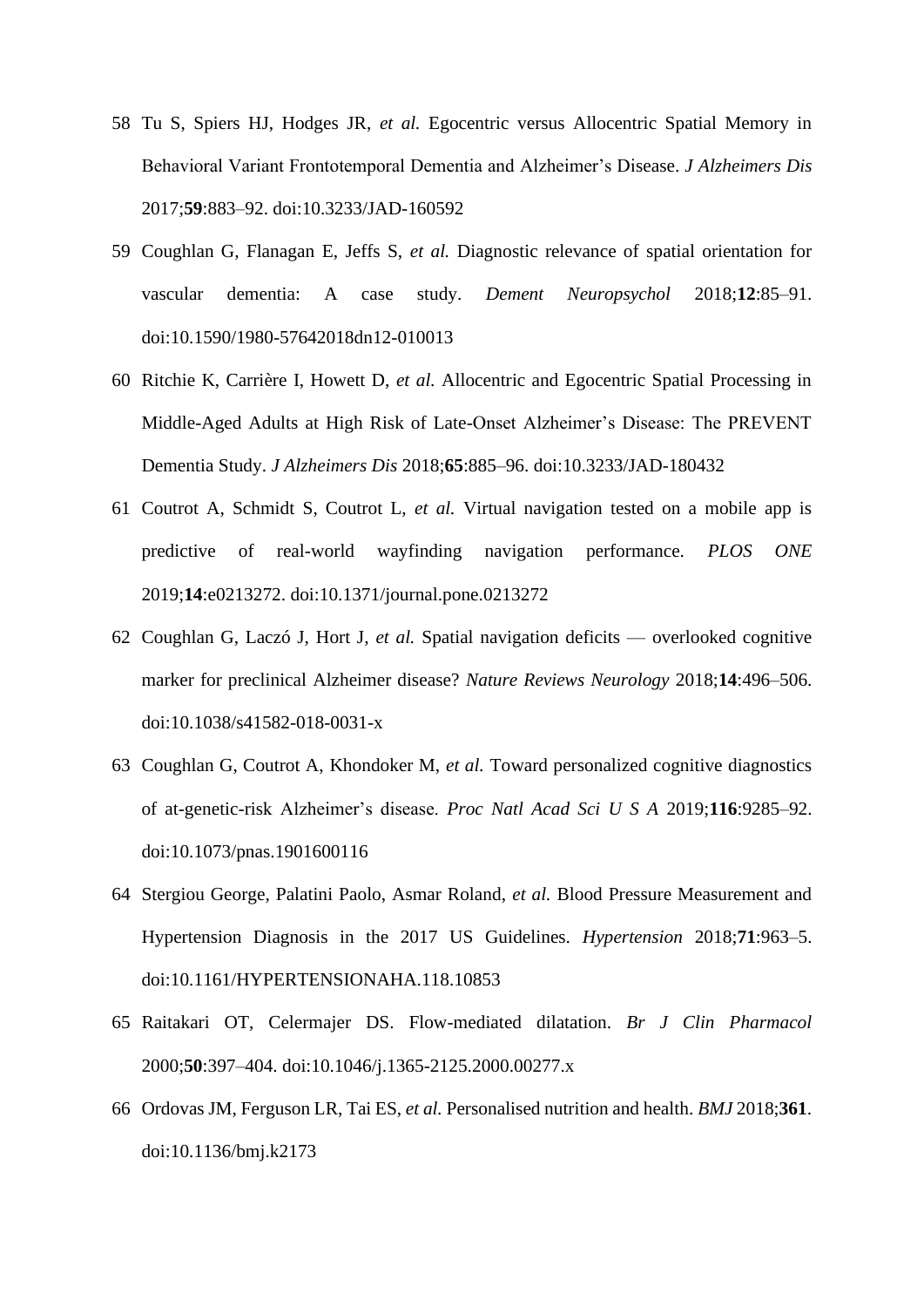58 Tu S, Spiers HJ, Hodges JR, *et al.* Egocentric versus Allocentric Spatial Memory in Behavioral Variant Frontotemporal Dementia and Alzheimer's Disease. *J Alzheimers Dis* 2017;**59**:883–92. doi:10.3233/JAD-160592

59 Coughlan G, Flanagan E, Jeffs S, *et al.* Diagnostic relevance of spatial orientation for vascular dementia: A case study. *Dement Neuropsychol* 2018;**12**:85–91. doi:10.1590/1980-57642018dn12-010013

60 Ritchie K, Carrière I, Howett D, *et al.* Allocentric and Egocentric Spatial Processing in Middle-Aged Adults at High Risk of Late-Onset Alzheimer's Disease: The PREVENT Dementia Study. *J Alzheimers Dis* 2018;**65**:885–96. doi:10.3233/JAD-180432

61 Coutrot A, Schmidt S, Coutrot L, *et al.* Virtual navigation tested on a mobile app is predictive of real-world wayfinding navigation performance. *PLOS ONE* 2019;**14**:e0213272. doi:10.1371/journal.pone.0213272

62 Coughlan G, Laczó J, Hort J, *et al.* Spatial navigation deficits — overlooked cognitive marker for preclinical Alzheimer disease? *Nature Reviews Neurology* 2018;**14**:496–506. doi:10.1038/s41582-018-0031-x

63 Coughlan G, Coutrot A, Khondoker M, *et al.* Toward personalized cognitive diagnostics of at-genetic-risk Alzheimer's disease. *Proc Natl Acad Sci U S A* 2019;**116**:9285–92. doi:10.1073/pnas.1901600116

64 Stergiou George, Palatini Paolo, Asmar Roland, *et al.* Blood Pressure Measurement and Hypertension Diagnosis in the 2017 US Guidelines. *Hypertension* 2018;**71**:963–5. doi:10.1161/HYPERTENSIONAHA.118.10853

65 Raitakari OT, Celermajer DS. Flow-mediated dilatation. *Br J Clin Pharmacol* 2000;**50**:397–404. doi:10.1046/j.1365-2125.2000.00277.x

66 Ordovas JM, Ferguson LR, Tai ES, *et al.* Personalised nutrition and health. *BMJ* 2018;**361**. doi:10.1136/bmj.k2173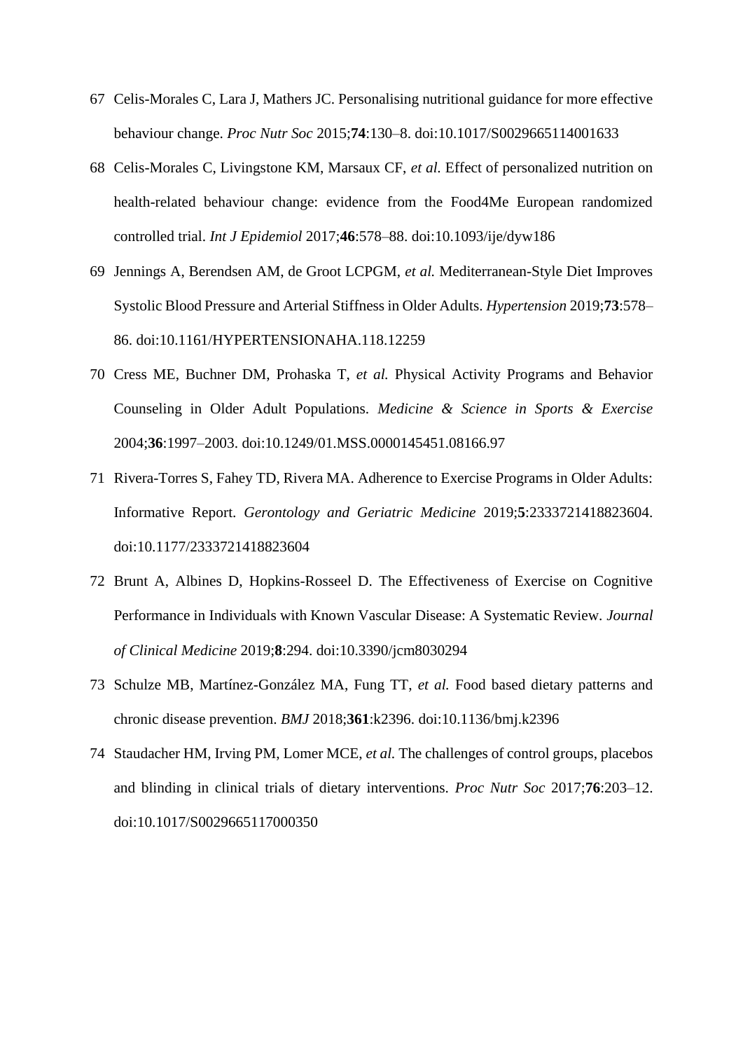67 Celis-Morales C, Lara J, Mathers JC. Personalising nutritional guidance for more effective behaviour change. *Proc Nutr Soc* 2015;**74**:130–8. doi:10.1017/S0029665114001633

68 Celis-Morales C, Livingstone KM, Marsaux CF, *et al.* Effect of personalized nutrition on health-related behaviour change: evidence from the Food4Me European randomized controlled trial. *Int J Epidemiol* 2017;**46**:578–88. doi:10.1093/ije/dyw186

69 Jennings A, Berendsen AM, de Groot LCPGM, *et al.* Mediterranean-Style Diet Improves Systolic Blood Pressure and Arterial Stiffness in Older Adults. *Hypertension* 2019;**73**:578–86. doi:10.1161/HYPERTENSIONAHA.118.12259

70 Cress ME, Buchner DM, Prohaska T, *et al.* Physical Activity Programs and Behavior Counseling in Older Adult Populations. *Medicine & Science in Sports & Exercise* 2004;**36**:1997–2003. doi:10.1249/01.MSS.0000145451.08166.97

71 Rivera-Torres S, Fahey TD, Rivera MA. Adherence to Exercise Programs in Older Adults: Informative Report. *Gerontology and Geriatric Medicine* 2019;**5**:2333721418823604. doi:10.1177/2333721418823604

72 Brunt A, Albines D, Hopkins-Rosseel D. The Effectiveness of Exercise on Cognitive Performance in Individuals with Known Vascular Disease: A Systematic Review. *Journal of Clinical Medicine* 2019;**8**:294. doi:10.3390/jcm8030294

73 Schulze MB, Martínez-González MA, Fung TT, *et al.* Food based dietary patterns and chronic disease prevention. *BMJ* 2018;**361**:k2396. doi:10.1136/bmj.k2396

74 Staudacher HM, Irving PM, Lomer MCE, *et al.* The challenges of control groups, placebos and blinding in clinical trials of dietary interventions. *Proc Nutr Soc* 2017;**76**:203–12. doi:10.1017/S0029665117000350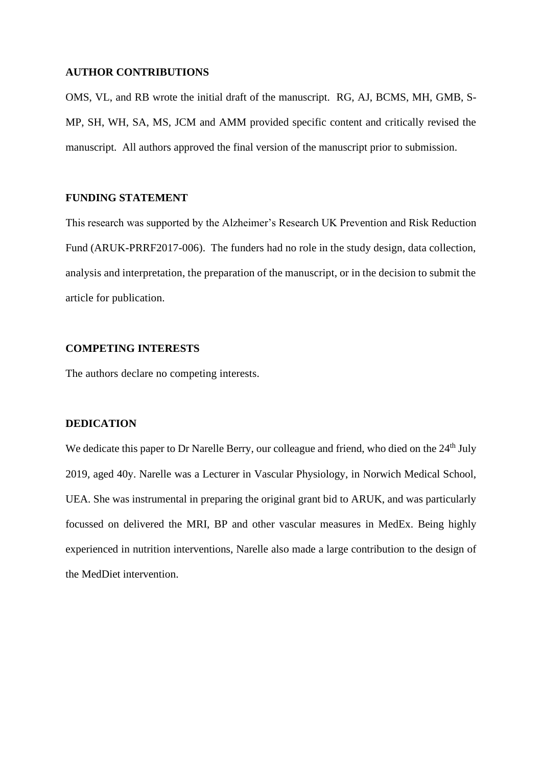**AUTHOR CONTRIBUTIONS**

OMS, VL, and RB wrote the initial draft of the manuscript. RG, AJ, BCMS, MH, GMB, S-MP, SH, WH, SA, MS, JCM and AMM provided specific content and critically revised the manuscript. All authors approved the final version of the manuscript prior to submission.

**FUNDING STATEMENT**

This research was supported by the Alzheimer's Research UK Prevention and Risk Reduction Fund (ARUK-PRRF2017-006). The funders had no role in the study design, data collection, analysis and interpretation, the preparation of the manuscript, or in the decision to submit the article for publication.

**COMPETING INTERESTS**

The authors declare no competing interests.

**DEDICATION**

We dedicate this paper to Dr Narelle Berry, our colleague and friend, who died on the 24th July 2019, aged 40y. Narelle was a Lecturer in Vascular Physiology, in Norwich Medical School, UEA. She was instrumental in preparing the original grant bid to ARUK, and was particularly focussed on delivered the MRI, BP and other vascular measures in MedEx. Being highly experienced in nutrition interventions, Narelle also made a large contribution to the design of the MedDiet intervention.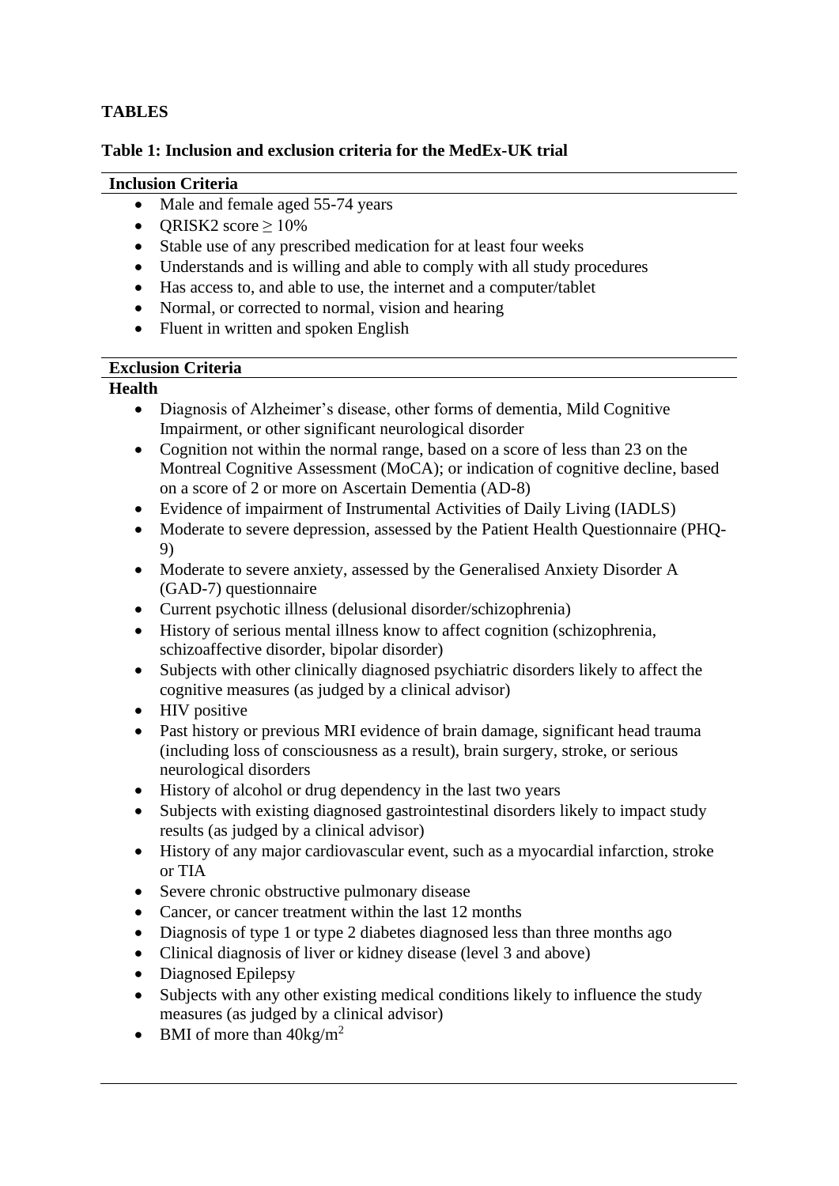## TABLES

### Table 1: Inclusion and exclusion criteria for the MedEx-UK trial

**Inclusion Criteria**

- Male and female aged 55-74 years
- QRISK2 score ≥ 10%
- Stable use of any prescribed medication for at least four weeks
- Understands and is willing and able to comply with all study procedures
- Has access to, and able to use, the internet and a computer/tablet
- Normal, or corrected to normal, vision and hearing
- Fluent in written and spoken English

**Exclusion Criteria**

**Health**

- Diagnosis of Alzheimer's disease, other forms of dementia, Mild Cognitive Impairment, or other significant neurological disorder
- Cognition not within the normal range, based on a score of less than 23 on the Montreal Cognitive Assessment (MoCA); or indication of cognitive decline, based on a score of 2 or more on Ascertain Dementia (AD-8)
- Evidence of impairment of Instrumental Activities of Daily Living (IADLS)
- Moderate to severe depression, assessed by the Patient Health Questionnaire (PHQ-9)
- Moderate to severe anxiety, assessed by the Generalised Anxiety Disorder A (GAD-7) questionnaire
- Current psychotic illness (delusional disorder/schizophrenia)
- History of serious mental illness know to affect cognition (schizophrenia, schizoaffective disorder, bipolar disorder)
- Subjects with other clinically diagnosed psychiatric disorders likely to affect the cognitive measures (as judged by a clinical advisor)
- HIV positive
- Past history or previous MRI evidence of brain damage, significant head trauma (including loss of consciousness as a result), brain surgery, stroke, or serious neurological disorders
- History of alcohol or drug dependency in the last two years
- Subjects with existing diagnosed gastrointestinal disorders likely to impact study results (as judged by a clinical advisor)
- History of any major cardiovascular event, such as a myocardial infarction, stroke or TIA
- Severe chronic obstructive pulmonary disease
- Cancer, or cancer treatment within the last 12 months
- Diagnosis of type 1 or type 2 diabetes diagnosed less than three months ago
- Clinical diagnosis of liver or kidney disease (level 3 and above)
- Diagnosed Epilepsy
- Subjects with any other existing medical conditions likely to influence the study measures (as judged by a clinical advisor)
- BMI of more than $40 kg/m^2$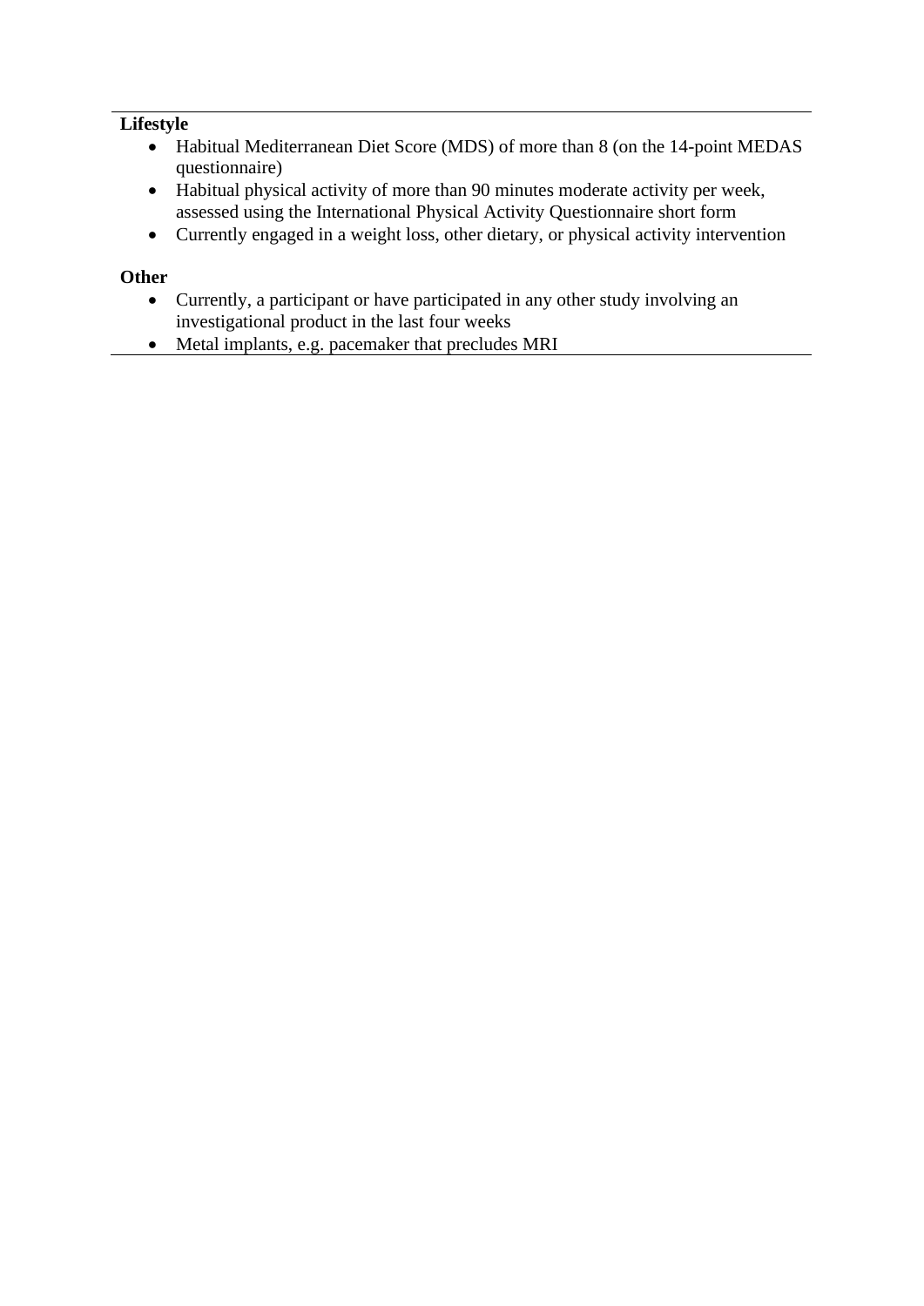**Lifestyle**

- Habitual Mediterranean Diet Score (MDS) of more than 8 (on the 14-point MEDAS questionnaire)
- Habitual physical activity of more than 90 minutes moderate activity per week, assessed using the International Physical Activity Questionnaire short form
- Currently engaged in a weight loss, other dietary, or physical activity intervention

**Other**

- Currently, a participant or have participated in any other study involving an investigational product in the last four weeks
- Metal implants, e.g. pacemaker that precludes MRI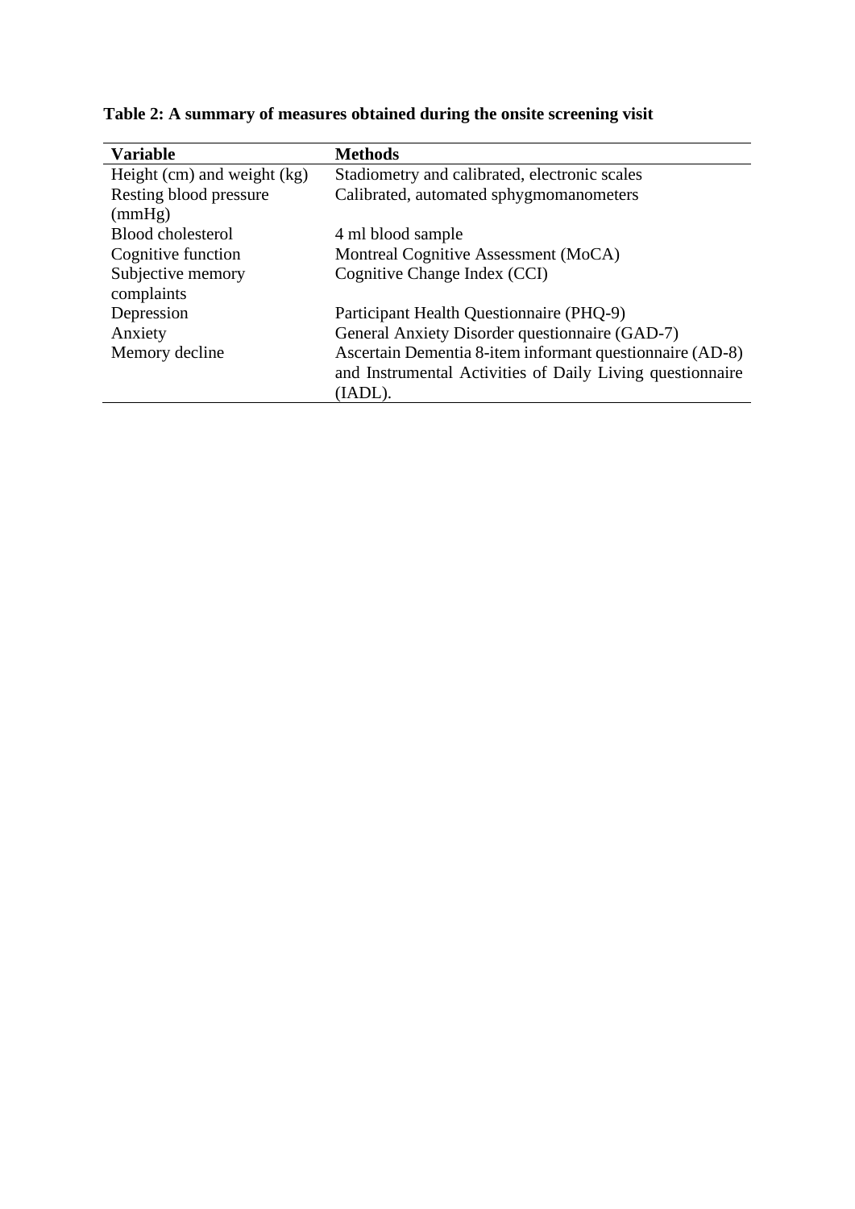**Table 2: A summary of measures obtained during the onsite screening visit**

| Variable | Methods |
|---|---|
| Height (cm) and weight (kg) | Stadiometry and calibrated, electronic scales |
| Resting blood pressure (mmHg) | Calibrated, automated sphygmomanometers |
| Blood cholesterol | 4 ml blood sample |
| Cognitive function | Montreal Cognitive Assessment (MoCA) |
| Subjective memory complaints | Cognitive Change Index (CCI) |
| Depression | Participant Health Questionnaire (PHQ-9) |
| Anxiety | General Anxiety Disorder questionnaire (GAD-7) |
| Memory decline | Ascertain Dementia 8-item informant questionnaire (AD-8) and Instrumental Activities of Daily Living questionnaire (IADL). |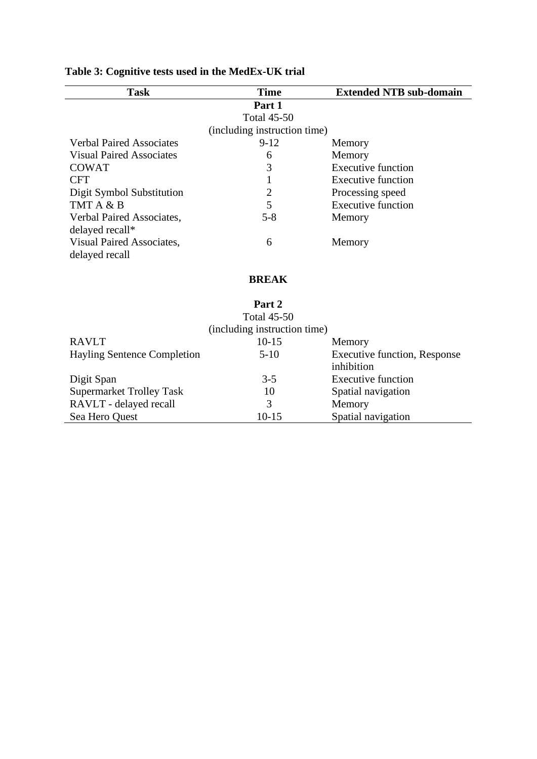**Table 3: Cognitive tests used in the MedEx-UK trial**

| Task | Time | Extended NTB sub-domain |
|---|---|---|
| | **Part 1** | |
| | Total 45-50 (including instruction time) | |
| Verbal Paired Associates | 9-12 | Memory |
| Visual Paired Associates | 6 | Memory |
| COWAT | 3 | Executive function |
| CFT | 1 | Executive function |
| Digit Symbol Substitution | 2 | Processing speed |
| TMT A & B | 5 | Executive function |
| Verbal Paired Associates, delayed recall* | 5-8 | Memory |
| Visual Paired Associates, delayed recall | 6 | Memory |
| | **BREAK** | |
| | **Part 2** | |
| | Total 45-50 (including instruction time) | |
| RAVLT | 10-15 | Memory |
| Hayling Sentence Completion | 5-10 | Executive function, Response inhibition |
| Digit Span | 3-5 | Executive function |
| Supermarket Trolley Task | 10 | Spatial navigation |
| RAVLT - delayed recall | 3 | Memory |
| Sea Hero Quest | 10-15 | Spatial navigation |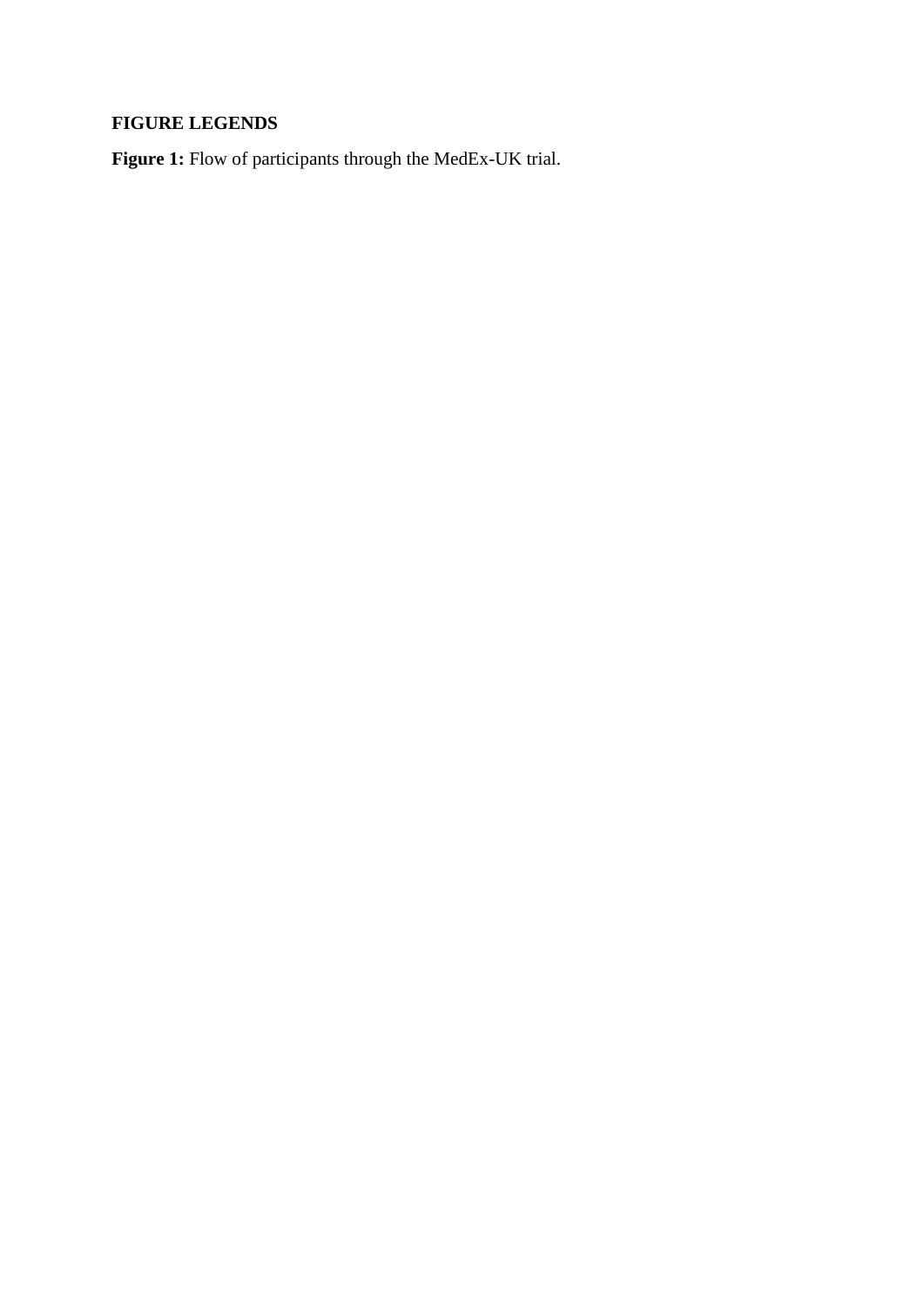**FIGURE LEGENDS**

**Figure 1:** Flow of participants through the MedEx-UK trial.